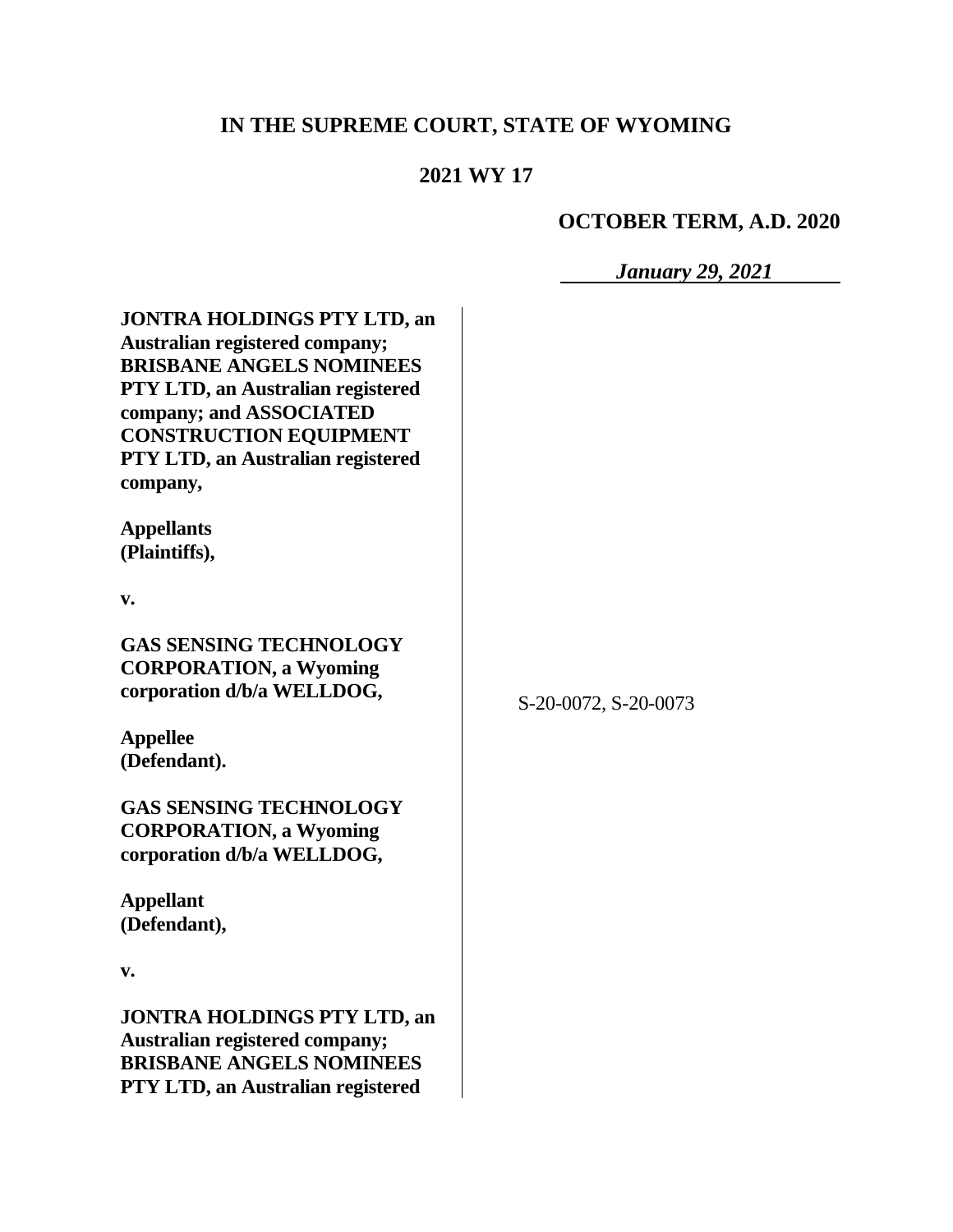**IN THE SUPREME COURT, STATE OF WYOMING**

**2021 WY 17**

**OCTOBER TERM, A.D. 2020**

***January 29, 2021***

**JONTRA HOLDINGS PTY LTD, an Australian registered company; BRISBANE ANGELS NOMINEES PTY LTD, an Australian registered company; and ASSOCIATED CONSTRUCTION EQUIPMENT PTY LTD, an Australian registered company,**

**Appellants (Plaintiffs),**

**v.**

**GAS SENSING TECHNOLOGY CORPORATION, a Wyoming corporation d/b/a WELLDOG,**

**Appellee (Defendant).**

S-20-0072, S-20-0073

**GAS SENSING TECHNOLOGY CORPORATION, a Wyoming corporation d/b/a WELLDOG,**

**Appellant (Defendant),**

**v.**

**JONTRA HOLDINGS PTY LTD, an Australian registered company; BRISBANE ANGELS NOMINEES PTY LTD, an Australian registered**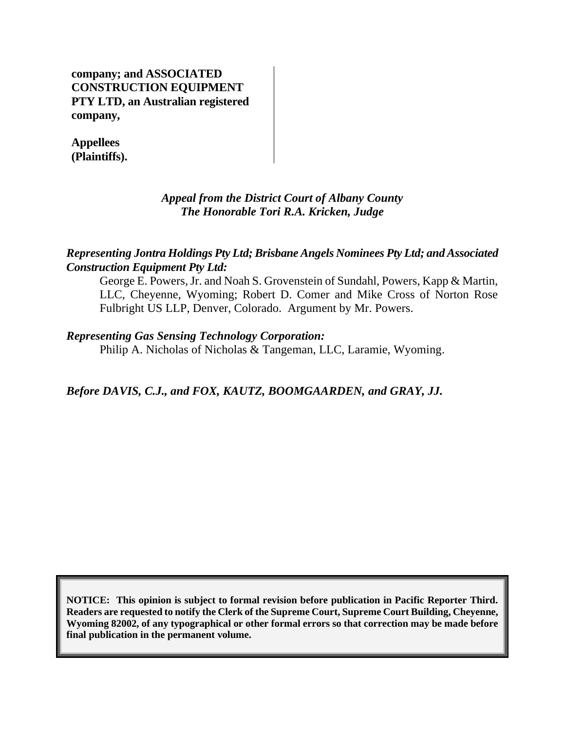**company; and ASSOCIATED CONSTRUCTION EQUIPMENT PTY LTD, an Australian registered company,**

**Appellees (Plaintiffs).**

*Appeal from the District Court of Albany County*
*The Honorable Tori R.A. Kricken, Judge*

***Representing Jontra Holdings Pty Ltd; Brisbane Angels Nominees Pty Ltd; and Associated Construction Equipment Pty Ltd:***

George E. Powers, Jr. and Noah S. Grovenstein of Sundahl, Powers, Kapp & Martin, LLC, Cheyenne, Wyoming; Robert D. Comer and Mike Cross of Norton Rose Fulbright US LLP, Denver, Colorado. Argument by Mr. Powers.

***Representing Gas Sensing Technology Corporation:***

Philip A. Nicholas of Nicholas & Tangeman, LLC, Laramie, Wyoming.

*Before DAVIS, C.J., and FOX, KAUTZ, BOOMGAARDEN, and GRAY, JJ.*

**NOTICE: This opinion is subject to formal revision before publication in Pacific Reporter Third. Readers are requested to notify the Clerk of the Supreme Court, Supreme Court Building, Cheyenne, Wyoming 82002, of any typographical or other formal errors so that correction may be made before final publication in the permanent volume.**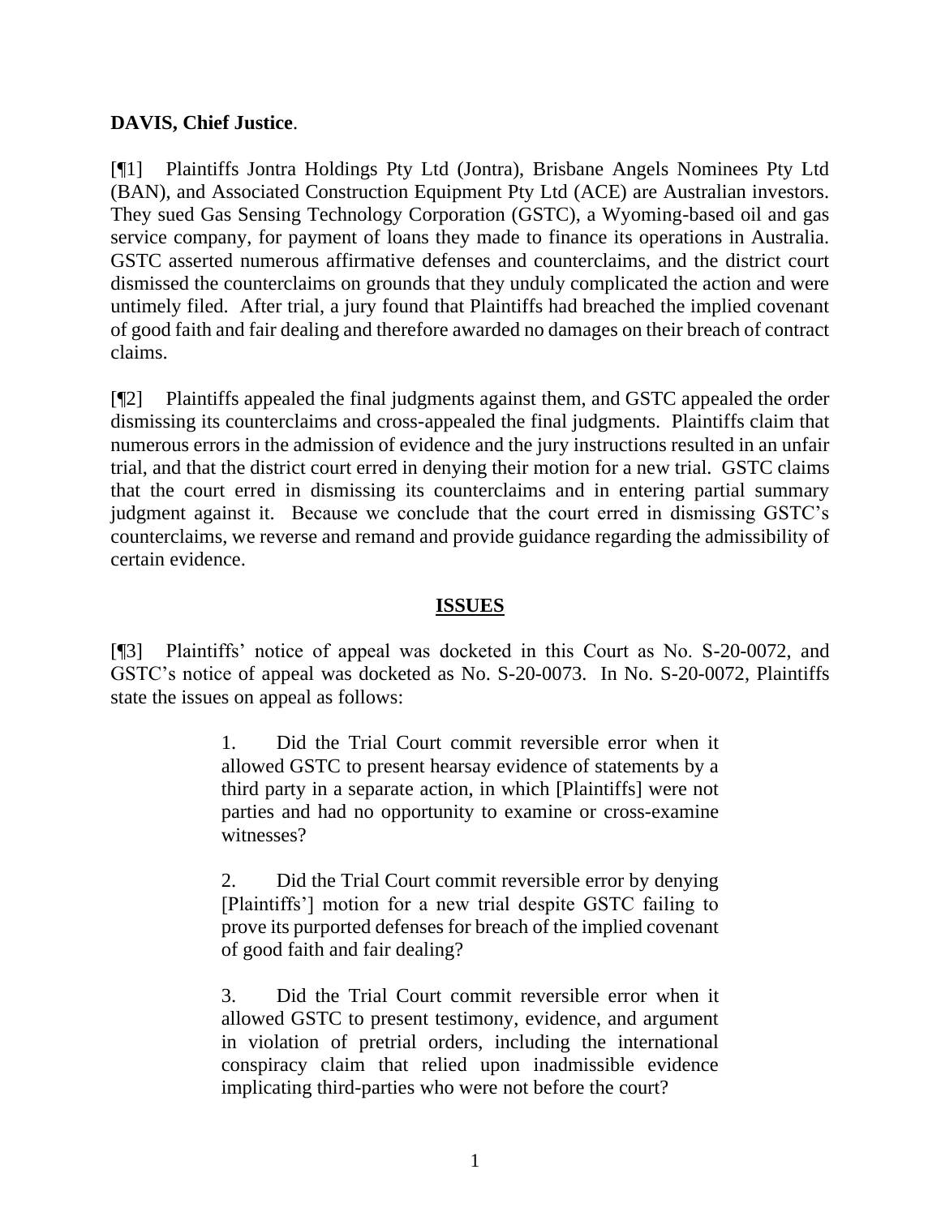**DAVIS, Chief Justice**.

[¶1] Plaintiffs Jontra Holdings Pty Ltd (Jontra), Brisbane Angels Nominees Pty Ltd (BAN), and Associated Construction Equipment Pty Ltd (ACE) are Australian investors. They sued Gas Sensing Technology Corporation (GSTC), a Wyoming-based oil and gas service company, for payment of loans they made to finance its operations in Australia. GSTC asserted numerous affirmative defenses and counterclaims, and the district court dismissed the counterclaims on grounds that they unduly complicated the action and were untimely filed. After trial, a jury found that Plaintiffs had breached the implied covenant of good faith and fair dealing and therefore awarded no damages on their breach of contract claims.

[¶2] Plaintiffs appealed the final judgments against them, and GSTC appealed the order dismissing its counterclaims and cross-appealed the final judgments. Plaintiffs claim that numerous errors in the admission of evidence and the jury instructions resulted in an unfair trial, and that the district court erred in denying their motion for a new trial. GSTC claims that the court erred in dismissing its counterclaims and in entering partial summary judgment against it. Because we conclude that the court erred in dismissing GSTC's counterclaims, we reverse and remand and provide guidance regarding the admissibility of certain evidence.

## ISSUES

[¶3] Plaintiffs' notice of appeal was docketed in this Court as No. S-20-0072, and GSTC's notice of appeal was docketed as No. S-20-0073. In No. S-20-0072, Plaintiffs state the issues on appeal as follows:

> 1. Did the Trial Court commit reversible error when it allowed GSTC to present hearsay evidence of statements by a third party in a separate action, in which [Plaintiffs] were not parties and had no opportunity to examine or cross-examine witnesses?
>
> 2. Did the Trial Court commit reversible error by denying [Plaintiffs'] motion for a new trial despite GSTC failing to prove its purported defenses for breach of the implied covenant of good faith and fair dealing?
>
> 3. Did the Trial Court commit reversible error when it allowed GSTC to present testimony, evidence, and argument in violation of pretrial orders, including the international conspiracy claim that relied upon inadmissible evidence implicating third-parties who were not before the court?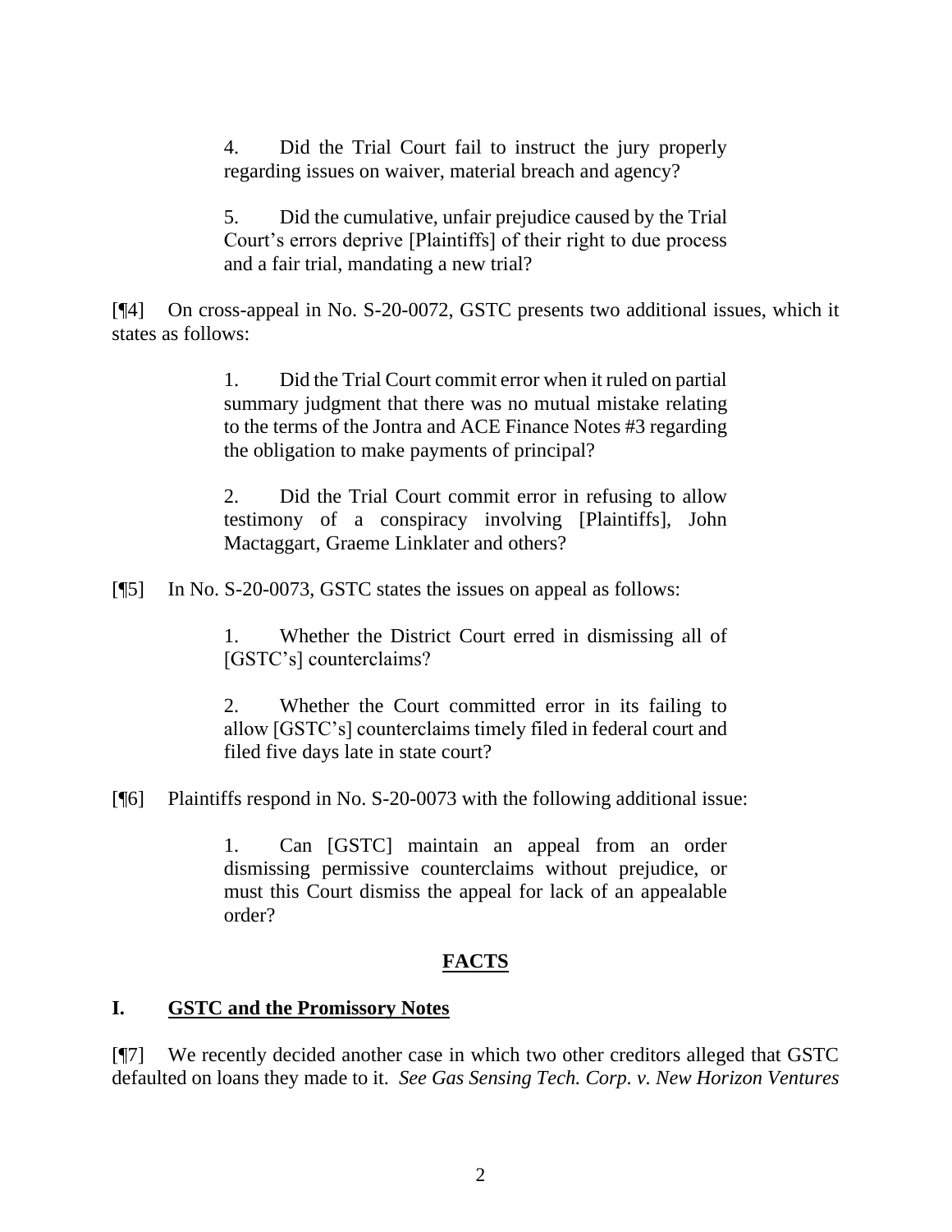> 4. Did the Trial Court fail to instruct the jury properly regarding issues on waiver, material breach and agency?
>
> 5. Did the cumulative, unfair prejudice caused by the Trial Court's errors deprive [Plaintiffs] of their right to due process and a fair trial, mandating a new trial?

[¶4] On cross-appeal in No. S-20-0072, GSTC presents two additional issues, which it states as follows:

> 1. Did the Trial Court commit error when it ruled on partial summary judgment that there was no mutual mistake relating to the terms of the Jontra and ACE Finance Notes #3 regarding the obligation to make payments of principal?
>
> 2. Did the Trial Court commit error in refusing to allow testimony of a conspiracy involving [Plaintiffs], John Mactaggart, Graeme Linklater and others?

[¶5] In No. S-20-0073, GSTC states the issues on appeal as follows:

> 1. Whether the District Court erred in dismissing all of [GSTC's] counterclaims?
>
> 2. Whether the Court committed error in its failing to allow [GSTC's] counterclaims timely filed in federal court and filed five days late in state court?

[¶6] Plaintiffs respond in No. S-20-0073 with the following additional issue:

> 1. Can [GSTC] maintain an appeal from an order dismissing permissive counterclaims without prejudice, or must this Court dismiss the appeal for lack of an appealable order?

## FACTS

### I. GSTC and the Promissory Notes

[¶7] We recently decided another case in which two other creditors alleged that GSTC defaulted on loans they made to it. *See Gas Sensing Tech. Corp. v. New Horizon Ventures*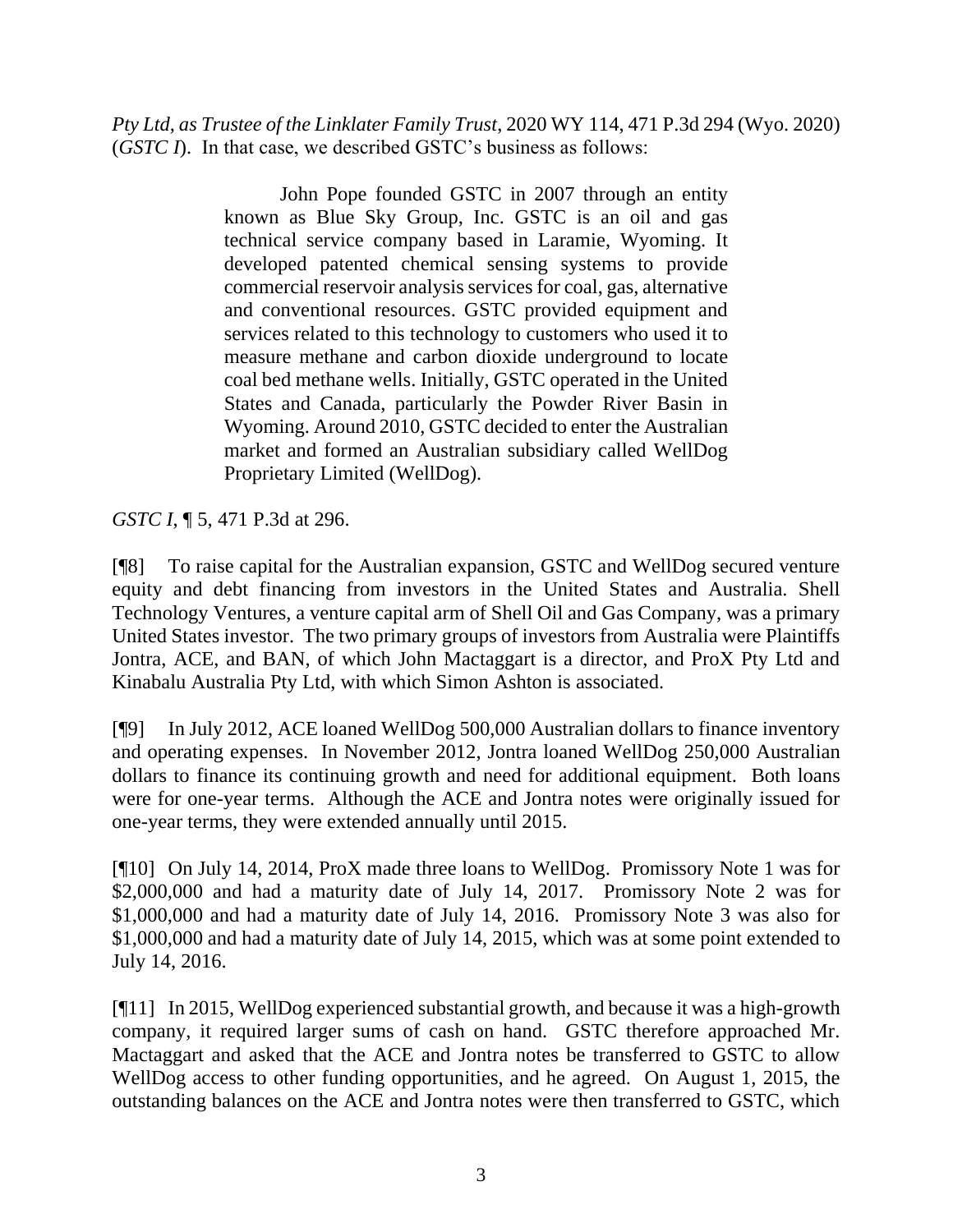*Pty Ltd, as Trustee of the Linklater Family Trust*, 2020 WY 114, 471 P.3d 294 (Wyo. 2020) (*GSTC I*). In that case, we described GSTC's business as follows:

> John Pope founded GSTC in 2007 through an entity known as Blue Sky Group, Inc. GSTC is an oil and gas technical service company based in Laramie, Wyoming. It developed patented chemical sensing systems to provide commercial reservoir analysis services for coal, gas, alternative and conventional resources. GSTC provided equipment and services related to this technology to customers who used it to measure methane and carbon dioxide underground to locate coal bed methane wells. Initially, GSTC operated in the United States and Canada, particularly the Powder River Basin in Wyoming. Around 2010, GSTC decided to enter the Australian market and formed an Australian subsidiary called WellDog Proprietary Limited (WellDog).

*GSTC I*, ¶ 5, 471 P.3d at 296.

[¶8] To raise capital for the Australian expansion, GSTC and WellDog secured venture equity and debt financing from investors in the United States and Australia. Shell Technology Ventures, a venture capital arm of Shell Oil and Gas Company, was a primary United States investor. The two primary groups of investors from Australia were Plaintiffs Jontra, ACE, and BAN, of which John Mactaggart is a director, and ProX Pty Ltd and Kinabalu Australia Pty Ltd, with which Simon Ashton is associated.

[¶9] In July 2012, ACE loaned WellDog 500,000 Australian dollars to finance inventory and operating expenses. In November 2012, Jontra loaned WellDog 250,000 Australian dollars to finance its continuing growth and need for additional equipment. Both loans were for one-year terms. Although the ACE and Jontra notes were originally issued for one-year terms, they were extended annually until 2015.

[¶10] On July 14, 2014, ProX made three loans to WellDog. Promissory Note 1 was for $2,000,000 and had a maturity date of July 14, 2017. Promissory Note 2 was for $1,000,000 and had a maturity date of July 14, 2016. Promissory Note 3 was also for $1,000,000 and had a maturity date of July 14, 2015, which was at some point extended to July 14, 2016.

[¶11] In 2015, WellDog experienced substantial growth, and because it was a high-growth company, it required larger sums of cash on hand. GSTC therefore approached Mr. Mactaggart and asked that the ACE and Jontra notes be transferred to GSTC to allow WellDog access to other funding opportunities, and he agreed. On August 1, 2015, the outstanding balances on the ACE and Jontra notes were then transferred to GSTC, which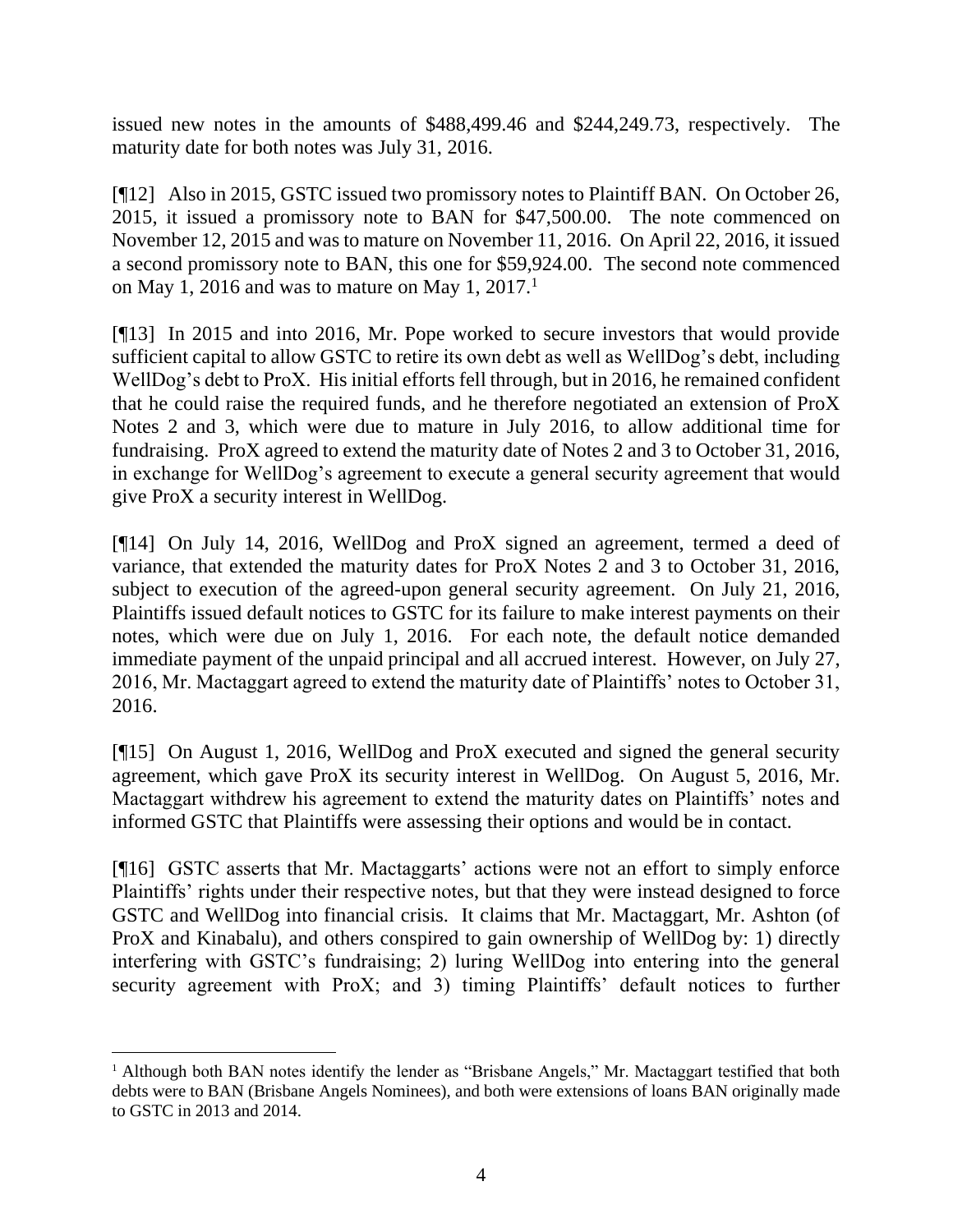issued new notes in the amounts of $488,499.46 and $244,249.73, respectively. The maturity date for both notes was July 31, 2016.

[¶12] Also in 2015, GSTC issued two promissory notes to Plaintiff BAN. On October 26, 2015, it issued a promissory note to BAN for $47,500.00. The note commenced on November 12, 2015 and was to mature on November 11, 2016. On April 22, 2016, it issued a second promissory note to BAN, this one for $59,924.00. The second note commenced on May 1, 2016 and was to mature on May 1, 2017.[1]

[¶13] In 2015 and into 2016, Mr. Pope worked to secure investors that would provide sufficient capital to allow GSTC to retire its own debt as well as WellDog's debt, including WellDog's debt to ProX. His initial efforts fell through, but in 2016, he remained confident that he could raise the required funds, and he therefore negotiated an extension of ProX Notes 2 and 3, which were due to mature in July 2016, to allow additional time for fundraising. ProX agreed to extend the maturity date of Notes 2 and 3 to October 31, 2016, in exchange for WellDog's agreement to execute a general security agreement that would give ProX a security interest in WellDog.

[¶14] On July 14, 2016, WellDog and ProX signed an agreement, termed a deed of variance, that extended the maturity dates for ProX Notes 2 and 3 to October 31, 2016, subject to execution of the agreed-upon general security agreement. On July 21, 2016, Plaintiffs issued default notices to GSTC for its failure to make interest payments on their notes, which were due on July 1, 2016. For each note, the default notice demanded immediate payment of the unpaid principal and all accrued interest. However, on July 27, 2016, Mr. Mactaggart agreed to extend the maturity date of Plaintiffs' notes to October 31, 2016.

[¶15] On August 1, 2016, WellDog and ProX executed and signed the general security agreement, which gave ProX its security interest in WellDog. On August 5, 2016, Mr. Mactaggart withdrew his agreement to extend the maturity dates on Plaintiffs' notes and informed GSTC that Plaintiffs were assessing their options and would be in contact.

[¶16] GSTC asserts that Mr. Mactaggarts' actions were not an effort to simply enforce Plaintiffs' rights under their respective notes, but that they were instead designed to force GSTC and WellDog into financial crisis. It claims that Mr. Mactaggart, Mr. Ashton (of ProX and Kinabalu), and others conspired to gain ownership of WellDog by: 1) directly interfering with GSTC's fundraising; 2) luring WellDog into entering into the general security agreement with ProX; and 3) timing Plaintiffs' default notices to further

---

[1] Although both BAN notes identify the lender as "Brisbane Angels," Mr. Mactaggart testified that both debts were to BAN (Brisbane Angels Nominees), and both were extensions of loans BAN originally made to GSTC in 2013 and 2014.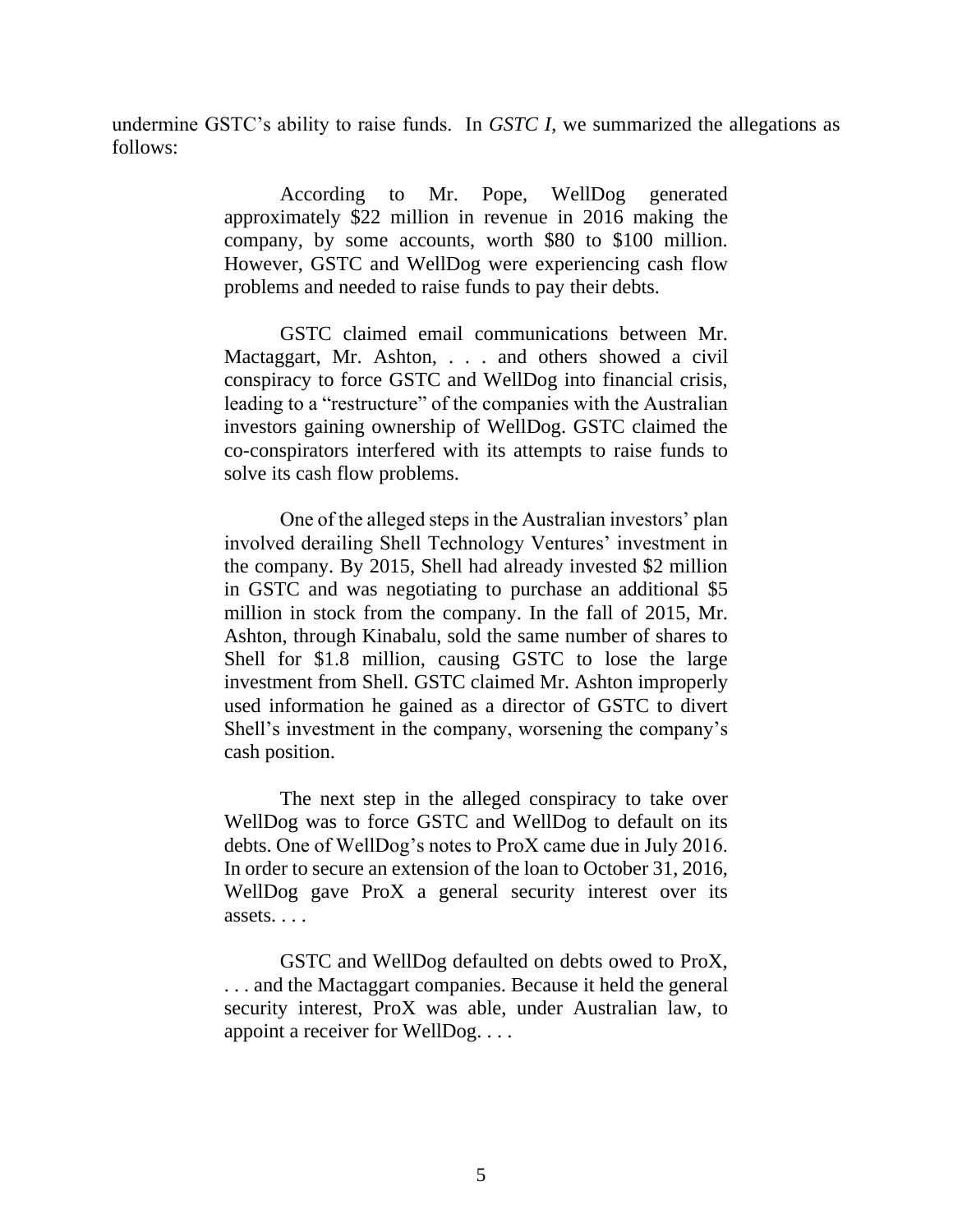undermine GSTC's ability to raise funds. In *GSTC I*, we summarized the allegations as follows:

> According to Mr. Pope, WellDog generated approximately $22 million in revenue in 2016 making the company, by some accounts, worth $80 to $100 million. However, GSTC and WellDog were experiencing cash flow problems and needed to raise funds to pay their debts.
>
> GSTC claimed email communications between Mr. Mactaggart, Mr. Ashton, . . . and others showed a civil conspiracy to force GSTC and WellDog into financial crisis, leading to a "restructure" of the companies with the Australian investors gaining ownership of WellDog. GSTC claimed the co-conspirators interfered with its attempts to raise funds to solve its cash flow problems.
>
> One of the alleged steps in the Australian investors' plan involved derailing Shell Technology Ventures' investment in the company. By 2015, Shell had already invested $2 million in GSTC and was negotiating to purchase an additional $5 million in stock from the company. In the fall of 2015, Mr. Ashton, through Kinabalu, sold the same number of shares to Shell for $1.8 million, causing GSTC to lose the large investment from Shell. GSTC claimed Mr. Ashton improperly used information he gained as a director of GSTC to divert Shell's investment in the company, worsening the company's cash position.
>
> The next step in the alleged conspiracy to take over WellDog was to force GSTC and WellDog to default on its debts. One of WellDog's notes to ProX came due in July 2016. In order to secure an extension of the loan to October 31, 2016, WellDog gave ProX a general security interest over its assets. . . .
>
> GSTC and WellDog defaulted on debts owed to ProX, . . . and the Mactaggart companies. Because it held the general security interest, ProX was able, under Australian law, to appoint a receiver for WellDog. . . .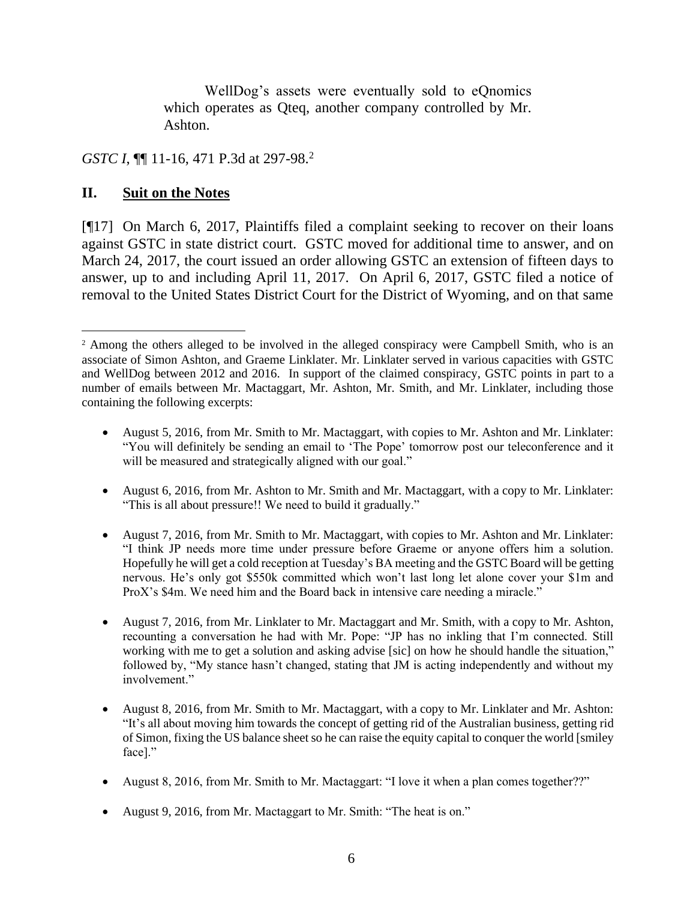WellDog's assets were eventually sold to eQnomics which operates as Qteq, another company controlled by Mr. Ashton.

*GSTC I*, ¶¶ 11-16, 471 P.3d at 297-98.[2]

## II. Suit on the Notes

[¶17] On March 6, 2017, Plaintiffs filed a complaint seeking to recover on their loans against GSTC in state district court. GSTC moved for additional time to answer, and on March 24, 2017, the court issued an order allowing GSTC an extension of fifteen days to answer, up to and including April 11, 2017. On April 6, 2017, GSTC filed a notice of removal to the United States District Court for the District of Wyoming, and on that same

---

[2] Among the others alleged to be involved in the alleged conspiracy were Campbell Smith, who is an associate of Simon Ashton, and Graeme Linklater. Mr. Linklater served in various capacities with GSTC and WellDog between 2012 and 2016. In support of the claimed conspiracy, GSTC points in part to a number of emails between Mr. Mactaggart, Mr. Ashton, Mr. Smith, and Mr. Linklater, including those containing the following excerpts:

- August 5, 2016, from Mr. Smith to Mr. Mactaggart, with copies to Mr. Ashton and Mr. Linklater: "You will definitely be sending an email to 'The Pope' tomorrow post our teleconference and it will be measured and strategically aligned with our goal."

- August 6, 2016, from Mr. Ashton to Mr. Smith and Mr. Mactaggart, with a copy to Mr. Linklater: "This is all about pressure!! We need to build it gradually."

- August 7, 2016, from Mr. Smith to Mr. Mactaggart, with copies to Mr. Ashton and Mr. Linklater: "I think JP needs more time under pressure before Graeme or anyone offers him a solution. Hopefully he will get a cold reception at Tuesday's BA meeting and the GSTC Board will be getting nervous. He's only got $550k committed which won't last long let alone cover your $1m and ProX's $4m. We need him and the Board back in intensive care needing a miracle."

- August 7, 2016, from Mr. Linklater to Mr. Mactaggart and Mr. Smith, with a copy to Mr. Ashton, recounting a conversation he had with Mr. Pope: "JP has no inkling that I'm connected. Still working with me to get a solution and asking advise [sic] on how he should handle the situation," followed by, "My stance hasn't changed, stating that JM is acting independently and without my involvement."

- August 8, 2016, from Mr. Smith to Mr. Mactaggart, with a copy to Mr. Linklater and Mr. Ashton: "It's all about moving him towards the concept of getting rid of the Australian business, getting rid of Simon, fixing the US balance sheet so he can raise the equity capital to conquer the world [smiley face]."

- August 8, 2016, from Mr. Smith to Mr. Mactaggart: "I love it when a plan comes together??"

- August 9, 2016, from Mr. Mactaggart to Mr. Smith: "The heat is on."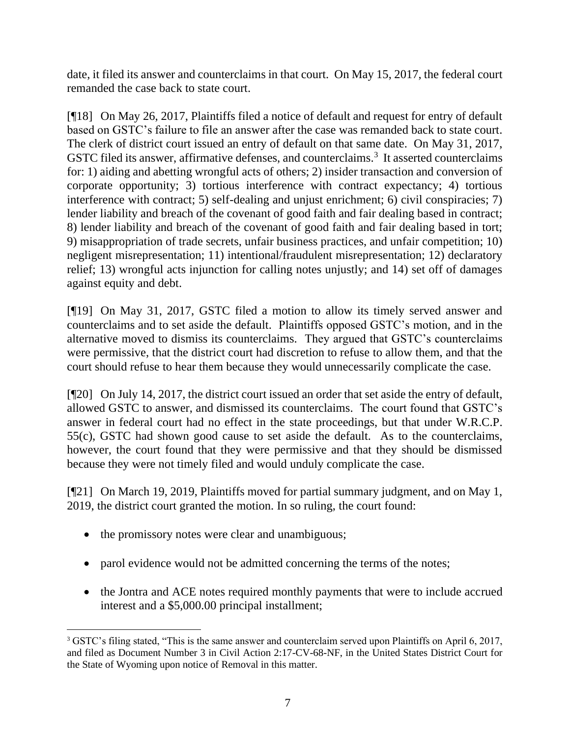date, it filed its answer and counterclaims in that court. On May 15, 2017, the federal court remanded the case back to state court.

[¶18] On May 26, 2017, Plaintiffs filed a notice of default and request for entry of default based on GSTC's failure to file an answer after the case was remanded back to state court. The clerk of district court issued an entry of default on that same date. On May 31, 2017, GSTC filed its answer, affirmative defenses, and counterclaims.[3] It asserted counterclaims for: 1) aiding and abetting wrongful acts of others; 2) insider transaction and conversion of corporate opportunity; 3) tortious interference with contract expectancy; 4) tortious interference with contract; 5) self-dealing and unjust enrichment; 6) civil conspiracies; 7) lender liability and breach of the covenant of good faith and fair dealing based in contract; 8) lender liability and breach of the covenant of good faith and fair dealing based in tort; 9) misappropriation of trade secrets, unfair business practices, and unfair competition; 10) negligent misrepresentation; 11) intentional/fraudulent misrepresentation; 12) declaratory relief; 13) wrongful acts injunction for calling notes unjustly; and 14) set off of damages against equity and debt.

[¶19] On May 31, 2017, GSTC filed a motion to allow its timely served answer and counterclaims and to set aside the default. Plaintiffs opposed GSTC's motion, and in the alternative moved to dismiss its counterclaims. They argued that GSTC's counterclaims were permissive, that the district court had discretion to refuse to allow them, and that the court should refuse to hear them because they would unnecessarily complicate the case.

[¶20] On July 14, 2017, the district court issued an order that set aside the entry of default, allowed GSTC to answer, and dismissed its counterclaims. The court found that GSTC's answer in federal court had no effect in the state proceedings, but that under W.R.C.P. 55(c), GSTC had shown good cause to set aside the default. As to the counterclaims, however, the court found that they were permissive and that they should be dismissed because they were not timely filed and would unduly complicate the case.

[¶21] On March 19, 2019, Plaintiffs moved for partial summary judgment, and on May 1, 2019, the district court granted the motion. In so ruling, the court found:

- the promissory notes were clear and unambiguous;
- parol evidence would not be admitted concerning the terms of the notes;
- the Jontra and ACE notes required monthly payments that were to include accrued interest and a $5,000.00 principal installment;

[3] GSTC's filing stated, "This is the same answer and counterclaim served upon Plaintiffs on April 6, 2017, and filed as Document Number 3 in Civil Action 2:17-CV-68-NF, in the United States District Court for the State of Wyoming upon notice of Removal in this matter.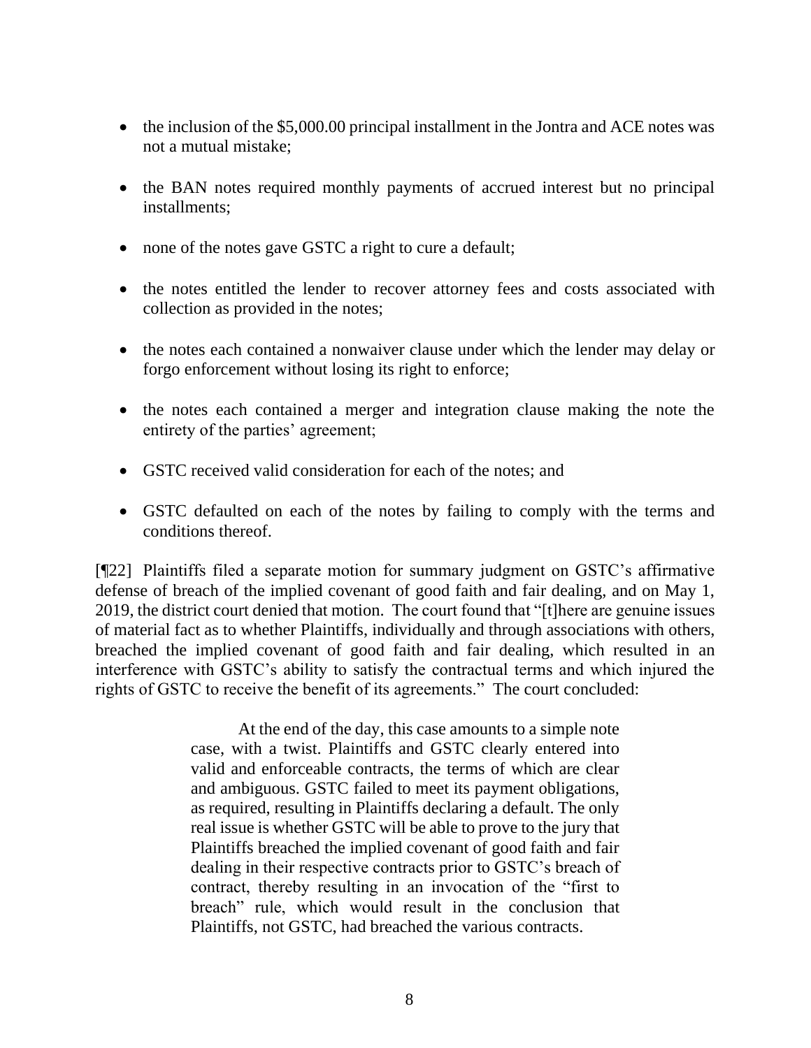- the inclusion of the $5,000.00 principal installment in the Jontra and ACE notes was not a mutual mistake;
- the BAN notes required monthly payments of accrued interest but no principal installments;
- none of the notes gave GSTC a right to cure a default;
- the notes entitled the lender to recover attorney fees and costs associated with collection as provided in the notes;
- the notes each contained a nonwaiver clause under which the lender may delay or forgo enforcement without losing its right to enforce;
- the notes each contained a merger and integration clause making the note the entirety of the parties' agreement;
- GSTC received valid consideration for each of the notes; and
- GSTC defaulted on each of the notes by failing to comply with the terms and conditions thereof.

[¶22] Plaintiffs filed a separate motion for summary judgment on GSTC's affirmative defense of breach of the implied covenant of good faith and fair dealing, and on May 1, 2019, the district court denied that motion. The court found that "[t]here are genuine issues of material fact as to whether Plaintiffs, individually and through associations with others, breached the implied covenant of good faith and fair dealing, which resulted in an interference with GSTC's ability to satisfy the contractual terms and which injured the rights of GSTC to receive the benefit of its agreements." The court concluded:

> At the end of the day, this case amounts to a simple note case, with a twist. Plaintiffs and GSTC clearly entered into valid and enforceable contracts, the terms of which are clear and ambiguous. GSTC failed to meet its payment obligations, as required, resulting in Plaintiffs declaring a default. The only real issue is whether GSTC will be able to prove to the jury that Plaintiffs breached the implied covenant of good faith and fair dealing in their respective contracts prior to GSTC's breach of contract, thereby resulting in an invocation of the "first to breach" rule, which would result in the conclusion that Plaintiffs, not GSTC, had breached the various contracts.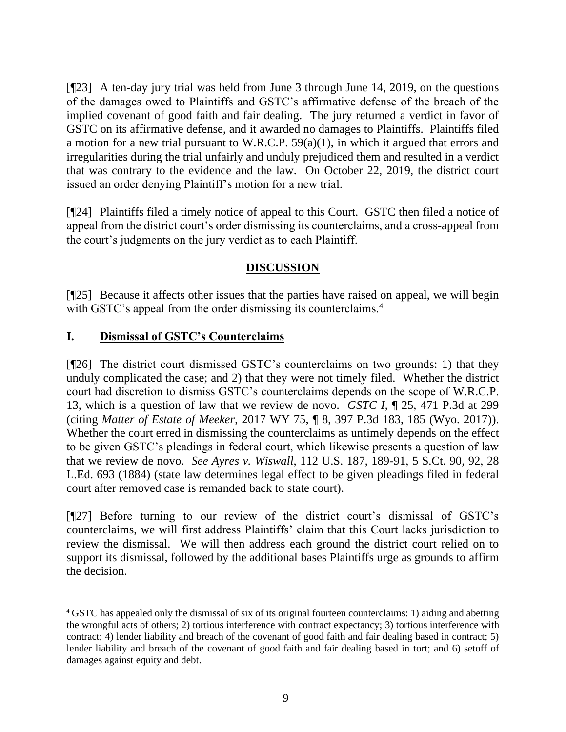[¶23] A ten-day jury trial was held from June 3 through June 14, 2019, on the questions of the damages owed to Plaintiffs and GSTC's affirmative defense of the breach of the implied covenant of good faith and fair dealing. The jury returned a verdict in favor of GSTC on its affirmative defense, and it awarded no damages to Plaintiffs. Plaintiffs filed a motion for a new trial pursuant to W.R.C.P. 59(a)(1), in which it argued that errors and irregularities during the trial unfairly and unduly prejudiced them and resulted in a verdict that was contrary to the evidence and the law. On October 22, 2019, the district court issued an order denying Plaintiff's motion for a new trial.

[¶24] Plaintiffs filed a timely notice of appeal to this Court. GSTC then filed a notice of appeal from the district court's order dismissing its counterclaims, and a cross-appeal from the court's judgments on the jury verdict as to each Plaintiff.

## DISCUSSION

[¶25] Because it affects other issues that the parties have raised on appeal, we will begin with GSTC's appeal from the order dismissing its counterclaims.[4]

### I. Dismissal of GSTC's Counterclaims

[¶26] The district court dismissed GSTC's counterclaims on two grounds: 1) that they unduly complicated the case; and 2) that they were not timely filed. Whether the district court had discretion to dismiss GSTC's counterclaims depends on the scope of W.R.C.P. 13, which is a question of law that we review de novo. *GSTC I*, ¶ 25, 471 P.3d at 299 (citing *Matter of Estate of Meeker*, 2017 WY 75, ¶ 8, 397 P.3d 183, 185 (Wyo. 2017)). Whether the court erred in dismissing the counterclaims as untimely depends on the effect to be given GSTC's pleadings in federal court, which likewise presents a question of law that we review de novo. *See Ayres v. Wiswall*, 112 U.S. 187, 189-91, 5 S.Ct. 90, 92, 28 L.Ed. 693 (1884) (state law determines legal effect to be given pleadings filed in federal court after removed case is remanded back to state court).

[¶27] Before turning to our review of the district court's dismissal of GSTC's counterclaims, we will first address Plaintiffs' claim that this Court lacks jurisdiction to review the dismissal. We will then address each ground the district court relied on to support its dismissal, followed by the additional bases Plaintiffs urge as grounds to affirm the decision.

---

[4] GSTC has appealed only the dismissal of six of its original fourteen counterclaims: 1) aiding and abetting the wrongful acts of others; 2) tortious interference with contract expectancy; 3) tortious interference with contract; 4) lender liability and breach of the covenant of good faith and fair dealing based in contract; 5) lender liability and breach of the covenant of good faith and fair dealing based in tort; and 6) setoff of damages against equity and debt.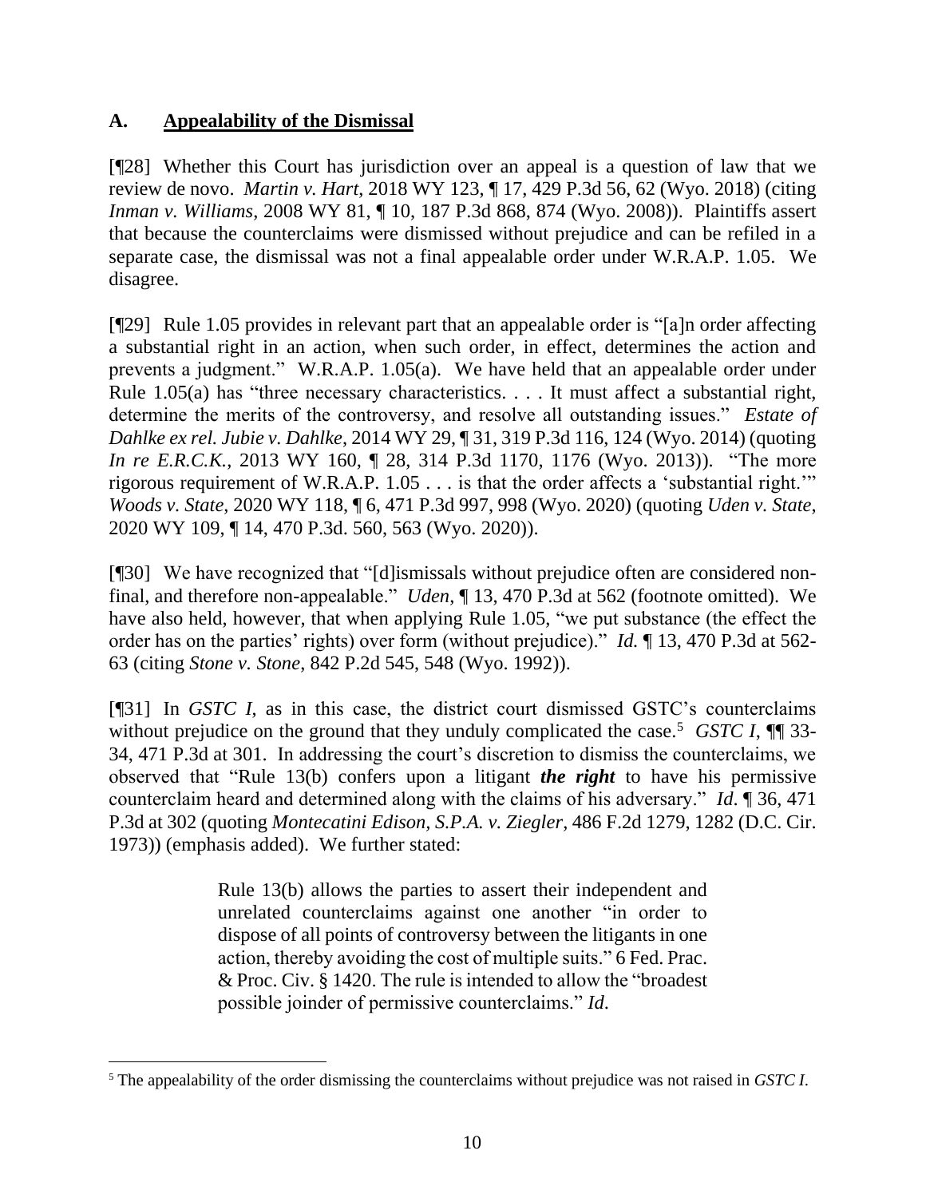## A. Appealability of the Dismissal

[¶28] Whether this Court has jurisdiction over an appeal is a question of law that we review de novo. *Martin v. Hart*, 2018 WY 123, ¶ 17, 429 P.3d 56, 62 (Wyo. 2018) (citing *Inman v. Williams*, 2008 WY 81, ¶ 10, 187 P.3d 868, 874 (Wyo. 2008)). Plaintiffs assert that because the counterclaims were dismissed without prejudice and can be refiled in a separate case, the dismissal was not a final appealable order under W.R.A.P. 1.05. We disagree.

[¶29] Rule 1.05 provides in relevant part that an appealable order is "[a]n order affecting a substantial right in an action, when such order, in effect, determines the action and prevents a judgment." W.R.A.P. 1.05(a). We have held that an appealable order under Rule 1.05(a) has "three necessary characteristics. . . . It must affect a substantial right, determine the merits of the controversy, and resolve all outstanding issues." *Estate of Dahlke ex rel. Jubie v. Dahlke*, 2014 WY 29, ¶ 31, 319 P.3d 116, 124 (Wyo. 2014) (quoting *In re E.R.C.K.*, 2013 WY 160, ¶ 28, 314 P.3d 1170, 1176 (Wyo. 2013)). "The more rigorous requirement of W.R.A.P. 1.05 . . . is that the order affects a 'substantial right.'" *Woods v. State*, 2020 WY 118, ¶ 6, 471 P.3d 997, 998 (Wyo. 2020) (quoting *Uden v. State*, 2020 WY 109, ¶ 14, 470 P.3d. 560, 563 (Wyo. 2020)).

[¶30] We have recognized that "[d]ismissals without prejudice often are considered non-final, and therefore non-appealable." *Uden*, ¶ 13, 470 P.3d at 562 (footnote omitted). We have also held, however, that when applying Rule 1.05, "we put substance (the effect the order has on the parties' rights) over form (without prejudice)." *Id.* ¶ 13, 470 P.3d at 562-63 (citing *Stone v. Stone*, 842 P.2d 545, 548 (Wyo. 1992)).

[¶31] In *GSTC I*, as in this case, the district court dismissed GSTC's counterclaims without prejudice on the ground that they unduly complicated the case.[5] *GSTC I*, ¶¶ 33-34, 471 P.3d at 301. In addressing the court's discretion to dismiss the counterclaims, we observed that "Rule 13(b) confers upon a litigant ***the right*** to have his permissive counterclaim heard and determined along with the claims of his adversary." *Id*. ¶ 36, 471 P.3d at 302 (quoting *Montecatini Edison, S.P.A. v. Ziegler*, 486 F.2d 1279, 1282 (D.C. Cir. 1973)) (emphasis added). We further stated:

> Rule 13(b) allows the parties to assert their independent and unrelated counterclaims against one another "in order to dispose of all points of controversy between the litigants in one action, thereby avoiding the cost of multiple suits." 6 Fed. Prac. & Proc. Civ. § 1420. The rule is intended to allow the "broadest possible joinder of permissive counterclaims." *Id*.

---

[5] The appealability of the order dismissing the counterclaims without prejudice was not raised in *GSTC I*.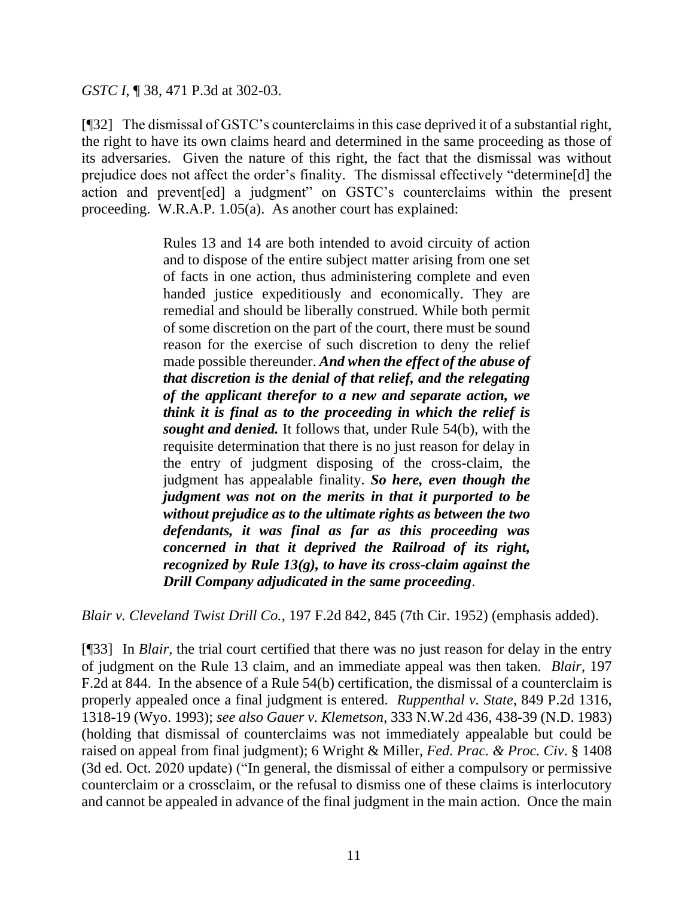*GSTC I*, ¶ 38, 471 P.3d at 302-03.

[¶32] The dismissal of GSTC's counterclaims in this case deprived it of a substantial right, the right to have its own claims heard and determined in the same proceeding as those of its adversaries. Given the nature of this right, the fact that the dismissal was without prejudice does not affect the order's finality. The dismissal effectively "determine[d] the action and prevent[ed] a judgment" on GSTC's counterclaims within the present proceeding. W.R.A.P. 1.05(a). As another court has explained:

> Rules 13 and 14 are both intended to avoid circuity of action and to dispose of the entire subject matter arising from one set of facts in one action, thus administering complete and even handed justice expeditiously and economically. They are remedial and should be liberally construed. While both permit of some discretion on the part of the court, there must be sound reason for the exercise of such discretion to deny the relief made possible thereunder. ***And when the effect of the abuse of that discretion is the denial of that relief, and the relegating of the applicant therefor to a new and separate action, we think it is final as to the proceeding in which the relief is sought and denied.*** It follows that, under Rule 54(b), with the requisite determination that there is no just reason for delay in the entry of judgment disposing of the cross-claim, the judgment has appealable finality. ***So here, even though the judgment was not on the merits in that it purported to be without prejudice as to the ultimate rights as between the two defendants, it was final as far as this proceeding was concerned in that it deprived the Railroad of its right, recognized by Rule 13(g), to have its cross-claim against the Drill Company adjudicated in the same proceeding***.

*Blair v. Cleveland Twist Drill Co.*, 197 F.2d 842, 845 (7th Cir. 1952) (emphasis added).

[¶33] In *Blair*, the trial court certified that there was no just reason for delay in the entry of judgment on the Rule 13 claim, and an immediate appeal was then taken. *Blair*, 197 F.2d at 844. In the absence of a Rule 54(b) certification, the dismissal of a counterclaim is properly appealed once a final judgment is entered. *Ruppenthal v. State*, 849 P.2d 1316, 1318-19 (Wyo. 1993); *see also Gauer v. Klemetson*, 333 N.W.2d 436, 438-39 (N.D. 1983) (holding that dismissal of counterclaims was not immediately appealable but could be raised on appeal from final judgment); 6 Wright & Miller, *Fed. Prac. & Proc. Civ*. § 1408 (3d ed. Oct. 2020 update) ("In general, the dismissal of either a compulsory or permissive counterclaim or a crossclaim, or the refusal to dismiss one of these claims is interlocutory and cannot be appealed in advance of the final judgment in the main action. Once the main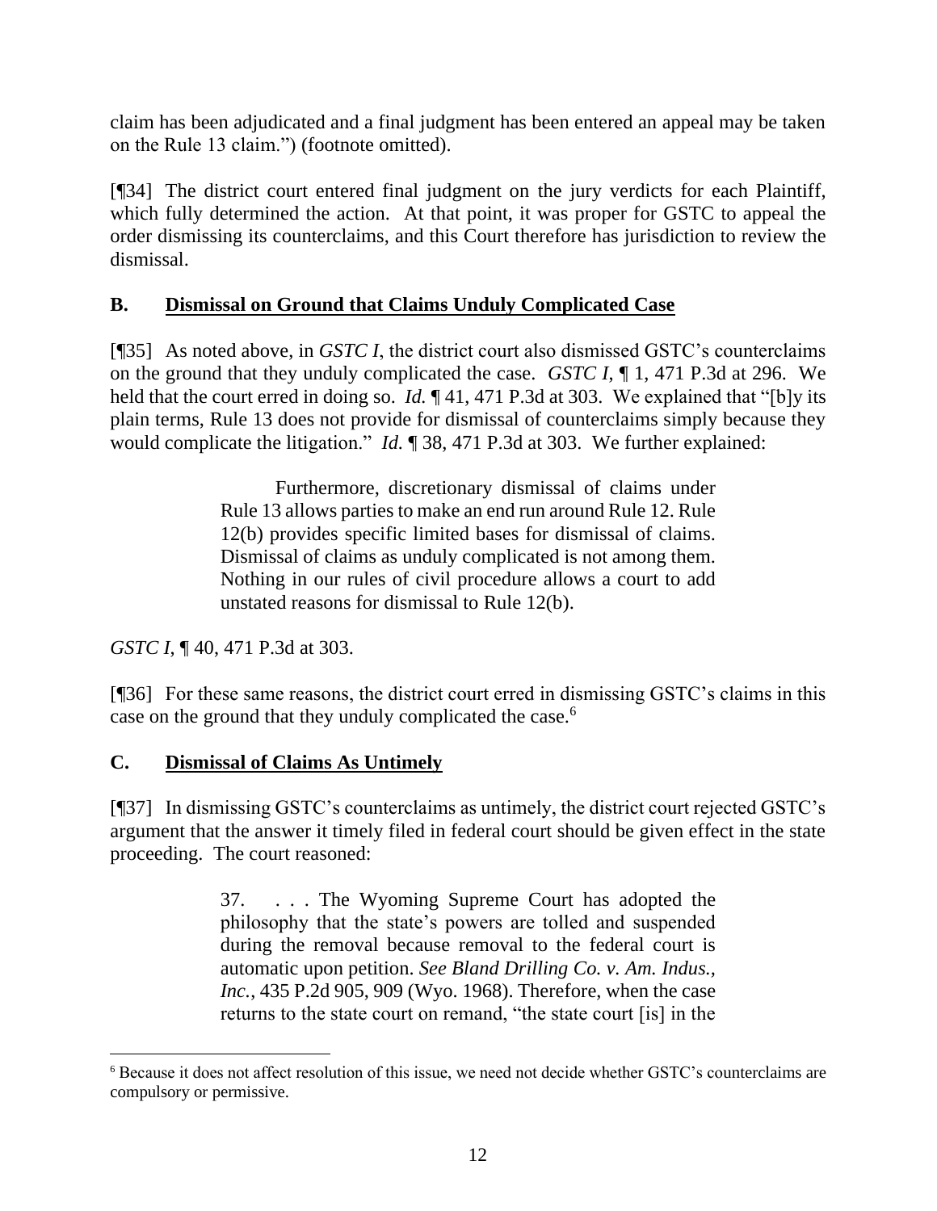claim has been adjudicated and a final judgment has been entered an appeal may be taken on the Rule 13 claim.") (footnote omitted).

[¶34] The district court entered final judgment on the jury verdicts for each Plaintiff, which fully determined the action. At that point, it was proper for GSTC to appeal the order dismissing its counterclaims, and this Court therefore has jurisdiction to review the dismissal.

## B. Dismissal on Ground that Claims Unduly Complicated Case

[¶35] As noted above, in *GSTC I*, the district court also dismissed GSTC's counterclaims on the ground that they unduly complicated the case. *GSTC I*, ¶ 1, 471 P.3d at 296. We held that the court erred in doing so. *Id.* ¶ 41, 471 P.3d at 303. We explained that "[b]y its plain terms, Rule 13 does not provide for dismissal of counterclaims simply because they would complicate the litigation." *Id.* ¶ 38, 471 P.3d at 303. We further explained:

> Furthermore, discretionary dismissal of claims under Rule 13 allows parties to make an end run around Rule 12. Rule 12(b) provides specific limited bases for dismissal of claims. Dismissal of claims as unduly complicated is not among them. Nothing in our rules of civil procedure allows a court to add unstated reasons for dismissal to Rule 12(b).

*GSTC I*, ¶ 40, 471 P.3d at 303.

[¶36] For these same reasons, the district court erred in dismissing GSTC's claims in this case on the ground that they unduly complicated the case.[6]

## C. Dismissal of Claims As Untimely

[¶37] In dismissing GSTC's counterclaims as untimely, the district court rejected GSTC's argument that the answer it timely filed in federal court should be given effect in the state proceeding. The court reasoned:

> 37. . . . The Wyoming Supreme Court has adopted the philosophy that the state's powers are tolled and suspended during the removal because removal to the federal court is automatic upon petition. *See Bland Drilling Co. v. Am. Indus., Inc.*, 435 P.2d 905, 909 (Wyo. 1968). Therefore, when the case returns to the state court on remand, "the state court [is] in the

[6] Because it does not affect resolution of this issue, we need not decide whether GSTC's counterclaims are compulsory or permissive.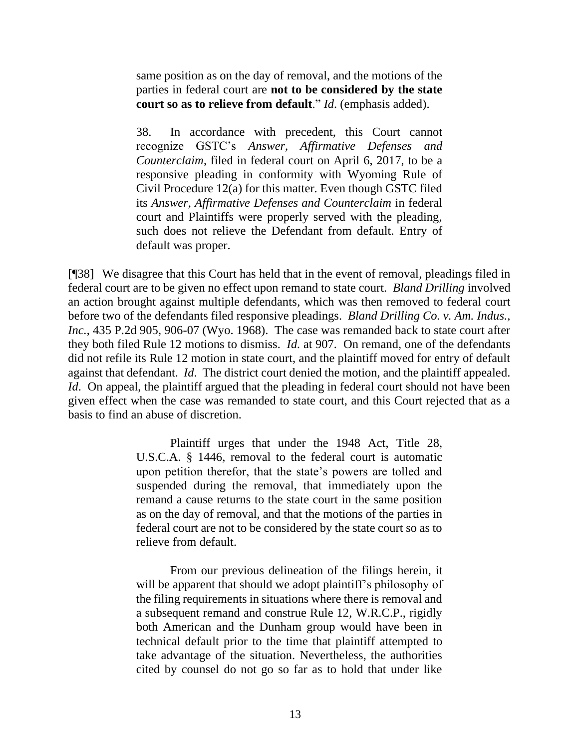> same position as on the day of removal, and the motions of the parties in federal court are **not to be considered by the state court so as to relieve from default**." *Id*. (emphasis added).
>
> 38. In accordance with precedent, this Court cannot recognize GSTC's *Answer, Affirmative Defenses and Counterclaim*, filed in federal court on April 6, 2017, to be a responsive pleading in conformity with Wyoming Rule of Civil Procedure 12(a) for this matter. Even though GSTC filed its *Answer, Affirmative Defenses and Counterclaim* in federal court and Plaintiffs were properly served with the pleading, such does not relieve the Defendant from default. Entry of default was proper.

[¶38] We disagree that this Court has held that in the event of removal, pleadings filed in federal court are to be given no effect upon remand to state court. *Bland Drilling* involved an action brought against multiple defendants, which was then removed to federal court before two of the defendants filed responsive pleadings. *Bland Drilling Co. v. Am. Indus., Inc.*, 435 P.2d 905, 906-07 (Wyo. 1968). The case was remanded back to state court after they both filed Rule 12 motions to dismiss. *Id.* at 907. On remand, one of the defendants did not refile its Rule 12 motion in state court, and the plaintiff moved for entry of default against that defendant. *Id*. The district court denied the motion, and the plaintiff appealed. *Id*. On appeal, the plaintiff argued that the pleading in federal court should not have been given effect when the case was remanded to state court, and this Court rejected that as a basis to find an abuse of discretion.

> Plaintiff urges that under the 1948 Act, Title 28, U.S.C.A. § 1446, removal to the federal court is automatic upon petition therefor, that the state's powers are tolled and suspended during the removal, that immediately upon the remand a cause returns to the state court in the same position as on the day of removal, and that the motions of the parties in federal court are not to be considered by the state court so as to relieve from default.
>
> From our previous delineation of the filings herein, it will be apparent that should we adopt plaintiff's philosophy of the filing requirements in situations where there is removal and a subsequent remand and construe Rule 12, W.R.C.P., rigidly both American and the Dunham group would have been in technical default prior to the time that plaintiff attempted to take advantage of the situation. Nevertheless, the authorities cited by counsel do not go so far as to hold that under like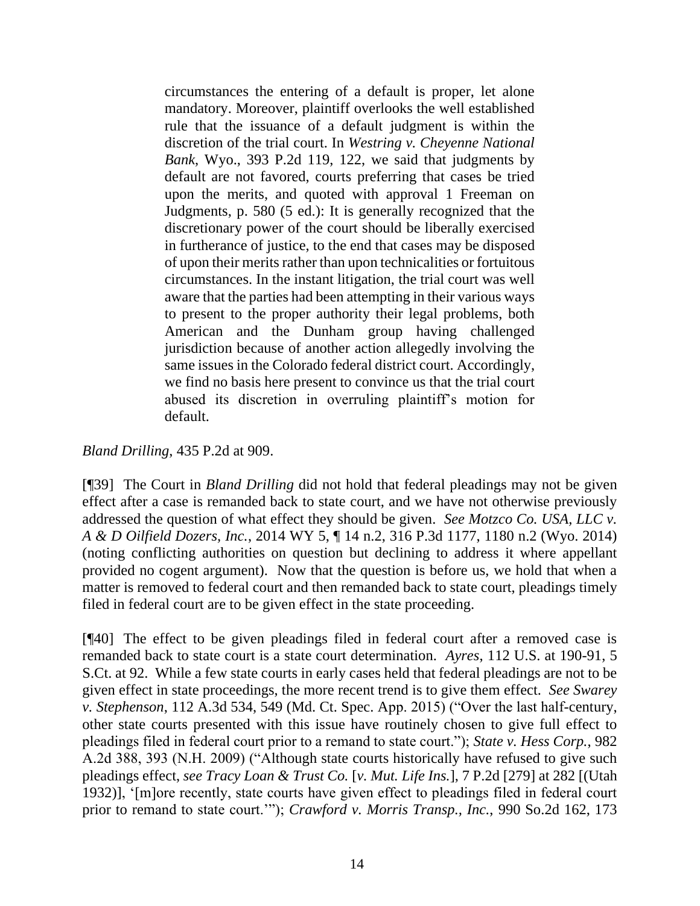> circumstances the entering of a default is proper, let alone mandatory. Moreover, plaintiff overlooks the well established rule that the issuance of a default judgment is within the discretion of the trial court. In *Westring v. Cheyenne National Bank*, Wyo., 393 P.2d 119, 122, we said that judgments by default are not favored, courts preferring that cases be tried upon the merits, and quoted with approval 1 Freeman on Judgments, p. 580 (5 ed.): It is generally recognized that the discretionary power of the court should be liberally exercised in furtherance of justice, to the end that cases may be disposed of upon their merits rather than upon technicalities or fortuitous circumstances. In the instant litigation, the trial court was well aware that the parties had been attempting in their various ways to present to the proper authority their legal problems, both American and the Dunham group having challenged jurisdiction because of another action allegedly involving the same issues in the Colorado federal district court. Accordingly, we find no basis here present to convince us that the trial court abused its discretion in overruling plaintiff's motion for default.

*Bland Drilling*, 435 P.2d at 909.

[¶39] The Court in *Bland Drilling* did not hold that federal pleadings may not be given effect after a case is remanded back to state court, and we have not otherwise previously addressed the question of what effect they should be given. *See Motzco Co. USA, LLC v. A & D Oilfield Dozers, Inc.*, 2014 WY 5, ¶ 14 n.2, 316 P.3d 1177, 1180 n.2 (Wyo. 2014) (noting conflicting authorities on question but declining to address it where appellant provided no cogent argument). Now that the question is before us, we hold that when a matter is removed to federal court and then remanded back to state court, pleadings timely filed in federal court are to be given effect in the state proceeding.

[¶40] The effect to be given pleadings filed in federal court after a removed case is remanded back to state court is a state court determination. *Ayres*, 112 U.S. at 190-91, 5 S.Ct. at 92. While a few state courts in early cases held that federal pleadings are not to be given effect in state proceedings, the more recent trend is to give them effect. *See Swarey v. Stephenson*, 112 A.3d 534, 549 (Md. Ct. Spec. App. 2015) ("Over the last half-century, other state courts presented with this issue have routinely chosen to give full effect to pleadings filed in federal court prior to a remand to state court."); *State v. Hess Corp.*, 982 A.2d 388, 393 (N.H. 2009) ("Although state courts historically have refused to give such pleadings effect, *see Tracy Loan & Trust Co.* [*v. Mut. Life Ins.*], 7 P.2d [279] at 282 [(Utah 1932)], '[m]ore recently, state courts have given effect to pleadings filed in federal court prior to remand to state court.'"); *Crawford v. Morris Transp., Inc.*, 990 So.2d 162, 173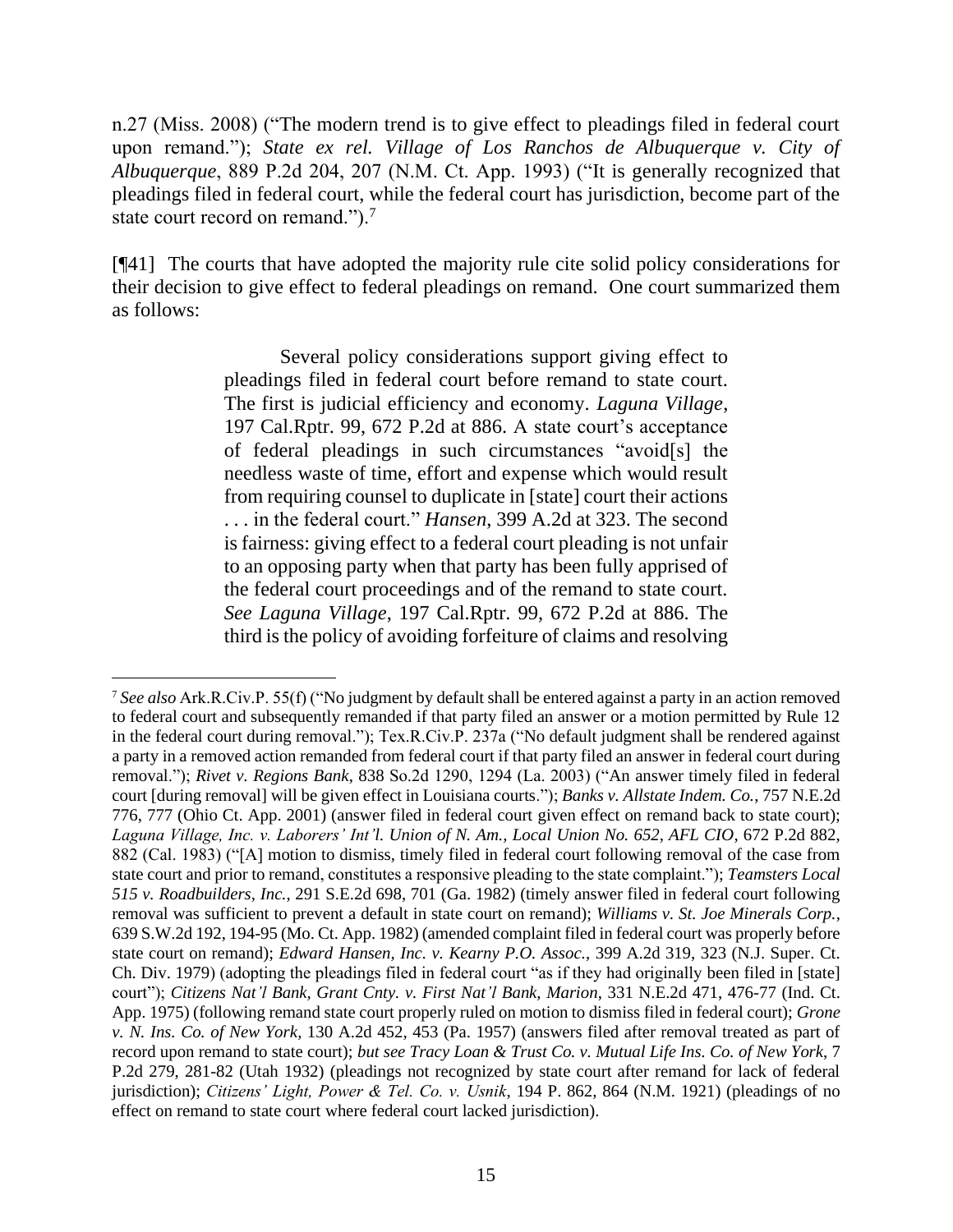n.27 (Miss. 2008) ("The modern trend is to give effect to pleadings filed in federal court upon remand."); *State ex rel. Village of Los Ranchos de Albuquerque v. City of Albuquerque*, 889 P.2d 204, 207 (N.M. Ct. App. 1993) ("It is generally recognized that pleadings filed in federal court, while the federal court has jurisdiction, become part of the state court record on remand.").[7]

[¶41] The courts that have adopted the majority rule cite solid policy considerations for their decision to give effect to federal pleadings on remand. One court summarized them as follows:

> Several policy considerations support giving effect to pleadings filed in federal court before remand to state court. The first is judicial efficiency and economy. *Laguna Village*, 197 Cal.Rptr. 99, 672 P.2d at 886. A state court's acceptance of federal pleadings in such circumstances "avoid[s] the needless waste of time, effort and expense which would result from requiring counsel to duplicate in [state] court their actions . . . in the federal court." *Hansen*, 399 A.2d at 323. The second is fairness: giving effect to a federal court pleading is not unfair to an opposing party when that party has been fully apprised of the federal court proceedings and of the remand to state court. *See Laguna Village*, 197 Cal.Rptr. 99, 672 P.2d at 886. The third is the policy of avoiding forfeiture of claims and resolving

[7] *See also* Ark.R.Civ.P. 55(f) ("No judgment by default shall be entered against a party in an action removed to federal court and subsequently remanded if that party filed an answer or a motion permitted by Rule 12 in the federal court during removal."); Tex.R.Civ.P. 237a ("No default judgment shall be rendered against a party in a removed action remanded from federal court if that party filed an answer in federal court during removal."); *Rivet v. Regions Bank*, 838 So.2d 1290, 1294 (La. 2003) ("An answer timely filed in federal court [during removal] will be given effect in Louisiana courts."); *Banks v. Allstate Indem. Co.*, 757 N.E.2d 776, 777 (Ohio Ct. App. 2001) (answer filed in federal court given effect on remand back to state court); *Laguna Village, Inc. v. Laborers' Int'l. Union of N. Am., Local Union No. 652, AFL CIO*, 672 P.2d 882, 882 (Cal. 1983) ("[A] motion to dismiss, timely filed in federal court following removal of the case from state court and prior to remand, constitutes a responsive pleading to the state complaint."); *Teamsters Local 515 v. Roadbuilders, Inc.*, 291 S.E.2d 698, 701 (Ga. 1982) (timely answer filed in federal court following removal was sufficient to prevent a default in state court on remand); *Williams v. St. Joe Minerals Corp.*, 639 S.W.2d 192, 194-95 (Mo. Ct. App. 1982) (amended complaint filed in federal court was properly before state court on remand); *Edward Hansen, Inc. v. Kearny P.O. Assoc.*, 399 A.2d 319, 323 (N.J. Super. Ct. Ch. Div. 1979) (adopting the pleadings filed in federal court "as if they had originally been filed in [state] court"); *Citizens Nat'l Bank, Grant Cnty. v. First Nat'l Bank, Marion*, 331 N.E.2d 471, 476-77 (Ind. Ct. App. 1975) (following remand state court properly ruled on motion to dismiss filed in federal court); *Grone v. N. Ins. Co. of New York*, 130 A.2d 452, 453 (Pa. 1957) (answers filed after removal treated as part of record upon remand to state court); *but see Tracy Loan & Trust Co. v. Mutual Life Ins. Co. of New York*, 7 P.2d 279, 281-82 (Utah 1932) (pleadings not recognized by state court after remand for lack of federal jurisdiction); *Citizens' Light, Power & Tel. Co. v. Usnik*, 194 P. 862, 864 (N.M. 1921) (pleadings of no effect on remand to state court where federal court lacked jurisdiction).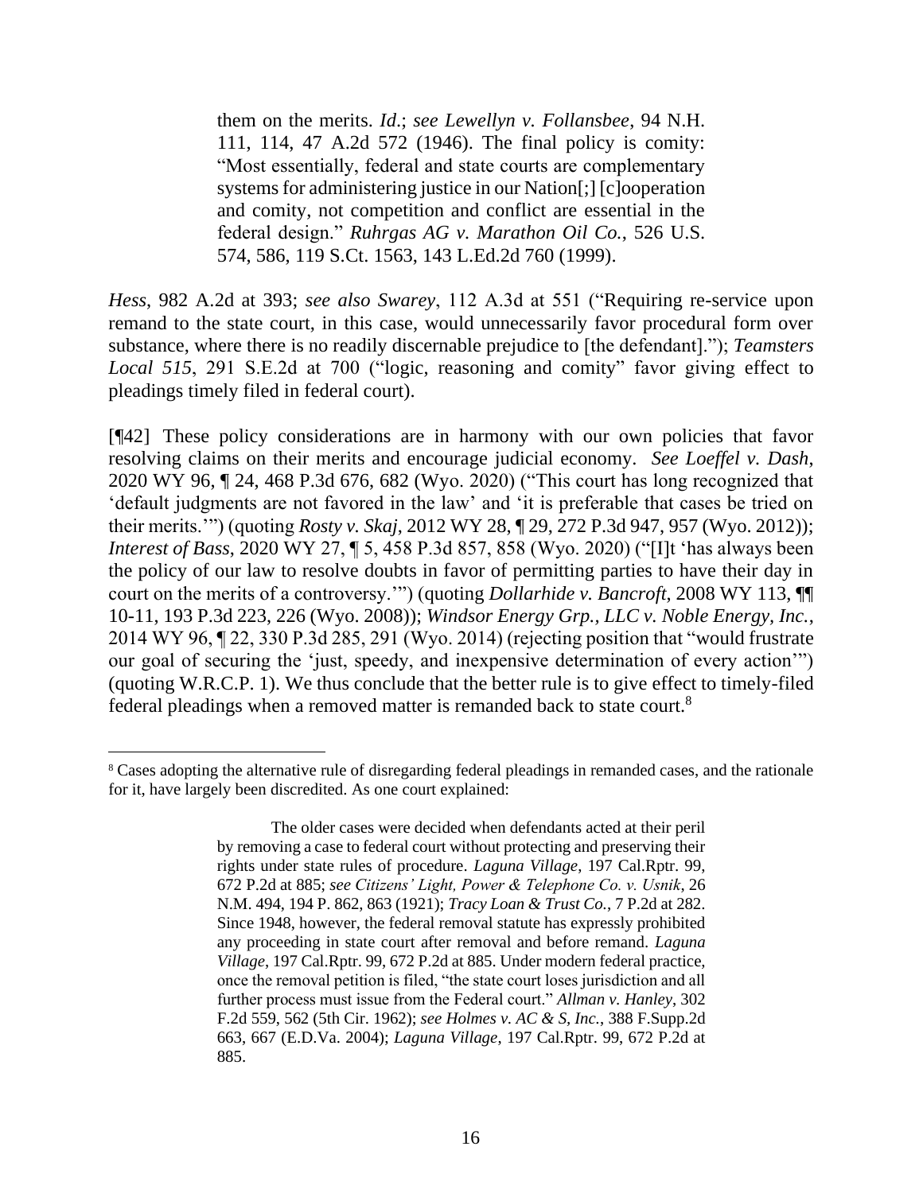> them on the merits. *Id.*; *see Lewellyn v. Follansbee*, 94 N.H. 111, 114, 47 A.2d 572 (1946). The final policy is comity: "Most essentially, federal and state courts are complementary systems for administering justice in our Nation[;] [c]ooperation and comity, not competition and conflict are essential in the federal design." *Ruhrgas AG v. Marathon Oil Co.*, 526 U.S. 574, 586, 119 S.Ct. 1563, 143 L.Ed.2d 760 (1999).

*Hess*, 982 A.2d at 393; *see also Swarey*, 112 A.3d at 551 ("Requiring re-service upon remand to the state court, in this case, would unnecessarily favor procedural form over substance, where there is no readily discernable prejudice to [the defendant]."); *Teamsters Local 515*, 291 S.E.2d at 700 ("logic, reasoning and comity" favor giving effect to pleadings timely filed in federal court).

[¶42] These policy considerations are in harmony with our own policies that favor resolving claims on their merits and encourage judicial economy. *See Loeffel v. Dash*, 2020 WY 96, ¶ 24, 468 P.3d 676, 682 (Wyo. 2020) ("This court has long recognized that 'default judgments are not favored in the law' and 'it is preferable that cases be tried on their merits.'") (quoting *Rosty v. Skaj*, 2012 WY 28, ¶ 29, 272 P.3d 947, 957 (Wyo. 2012)); *Interest of Bass*, 2020 WY 27, ¶ 5, 458 P.3d 857, 858 (Wyo. 2020) ("[I]t 'has always been the policy of our law to resolve doubts in favor of permitting parties to have their day in court on the merits of a controversy.'") (quoting *Dollarhide v. Bancroft*, 2008 WY 113, ¶¶ 10-11, 193 P.3d 223, 226 (Wyo. 2008)); *Windsor Energy Grp., LLC v. Noble Energy, Inc.*, 2014 WY 96, ¶ 22, 330 P.3d 285, 291 (Wyo. 2014) (rejecting position that "would frustrate our goal of securing the 'just, speedy, and inexpensive determination of every action'") (quoting W.R.C.P. 1). We thus conclude that the better rule is to give effect to timely-filed federal pleadings when a removed matter is remanded back to state court.[8]

---

[8] Cases adopting the alternative rule of disregarding federal pleadings in remanded cases, and the rationale for it, have largely been discredited. As one court explained:

> The older cases were decided when defendants acted at their peril by removing a case to federal court without protecting and preserving their rights under state rules of procedure. *Laguna Village*, 197 Cal.Rptr. 99, 672 P.2d at 885; *see Citizens' Light, Power & Telephone Co. v. Usnik*, 26 N.M. 494, 194 P. 862, 863 (1921); *Tracy Loan & Trust Co.*, 7 P.2d at 282. Since 1948, however, the federal removal statute has expressly prohibited any proceeding in state court after removal and before remand. *Laguna Village*, 197 Cal.Rptr. 99, 672 P.2d at 885. Under modern federal practice, once the removal petition is filed, "the state court loses jurisdiction and all further process must issue from the Federal court." *Allman v. Hanley*, 302 F.2d 559, 562 (5th Cir. 1962); *see Holmes v. AC & S, Inc.*, 388 F.Supp.2d 663, 667 (E.D.Va. 2004); *Laguna Village*, 197 Cal.Rptr. 99, 672 P.2d at 885.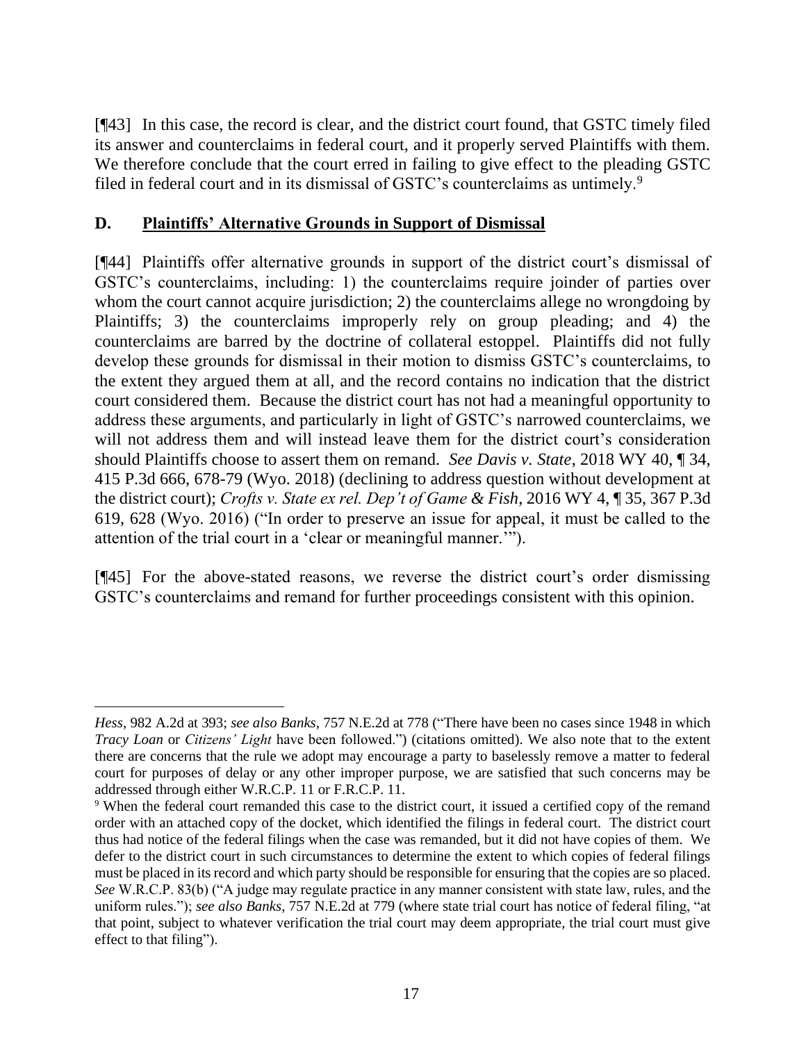[¶43] In this case, the record is clear, and the district court found, that GSTC timely filed its answer and counterclaims in federal court, and it properly served Plaintiffs with them. We therefore conclude that the court erred in failing to give effect to the pleading GSTC filed in federal court and in its dismissal of GSTC's counterclaims as untimely.[9]

### D. Plaintiffs' Alternative Grounds in Support of Dismissal

[¶44] Plaintiffs offer alternative grounds in support of the district court's dismissal of GSTC's counterclaims, including: 1) the counterclaims require joinder of parties over whom the court cannot acquire jurisdiction; 2) the counterclaims allege no wrongdoing by Plaintiffs; 3) the counterclaims improperly rely on group pleading; and 4) the counterclaims are barred by the doctrine of collateral estoppel. Plaintiffs did not fully develop these grounds for dismissal in their motion to dismiss GSTC's counterclaims, to the extent they argued them at all, and the record contains no indication that the district court considered them. Because the district court has not had a meaningful opportunity to address these arguments, and particularly in light of GSTC's narrowed counterclaims, we will not address them and will instead leave them for the district court's consideration should Plaintiffs choose to assert them on remand. *See Davis v. State*, 2018 WY 40, ¶ 34, 415 P.3d 666, 678-79 (Wyo. 2018) (declining to address question without development at the district court); *Crofts v. State ex rel. Dep't of Game & Fish*, 2016 WY 4, ¶ 35, 367 P.3d 619, 628 (Wyo. 2016) ("In order to preserve an issue for appeal, it must be called to the attention of the trial court in a 'clear or meaningful manner.'").

[¶45] For the above-stated reasons, we reverse the district court's order dismissing GSTC's counterclaims and remand for further proceedings consistent with this opinion.

---

*Hess*, 982 A.2d at 393; *see also Banks*, 757 N.E.2d at 778 ("There have been no cases since 1948 in which *Tracy Loan* or *Citizens' Light* have been followed.") (citations omitted). We also note that to the extent there are concerns that the rule we adopt may encourage a party to baselessly remove a matter to federal court for purposes of delay or any other improper purpose, we are satisfied that such concerns may be addressed through either W.R.C.P. 11 or F.R.C.P. 11.

[9] When the federal court remanded this case to the district court, it issued a certified copy of the remand order with an attached copy of the docket, which identified the filings in federal court. The district court thus had notice of the federal filings when the case was remanded, but it did not have copies of them. We defer to the district court in such circumstances to determine the extent to which copies of federal filings must be placed in its record and which party should be responsible for ensuring that the copies are so placed. *See* W.R.C.P. 83(b) ("A judge may regulate practice in any manner consistent with state law, rules, and the uniform rules."); *see also Banks*, 757 N.E.2d at 779 (where state trial court has notice of federal filing, "at that point, subject to whatever verification the trial court may deem appropriate, the trial court must give effect to that filing").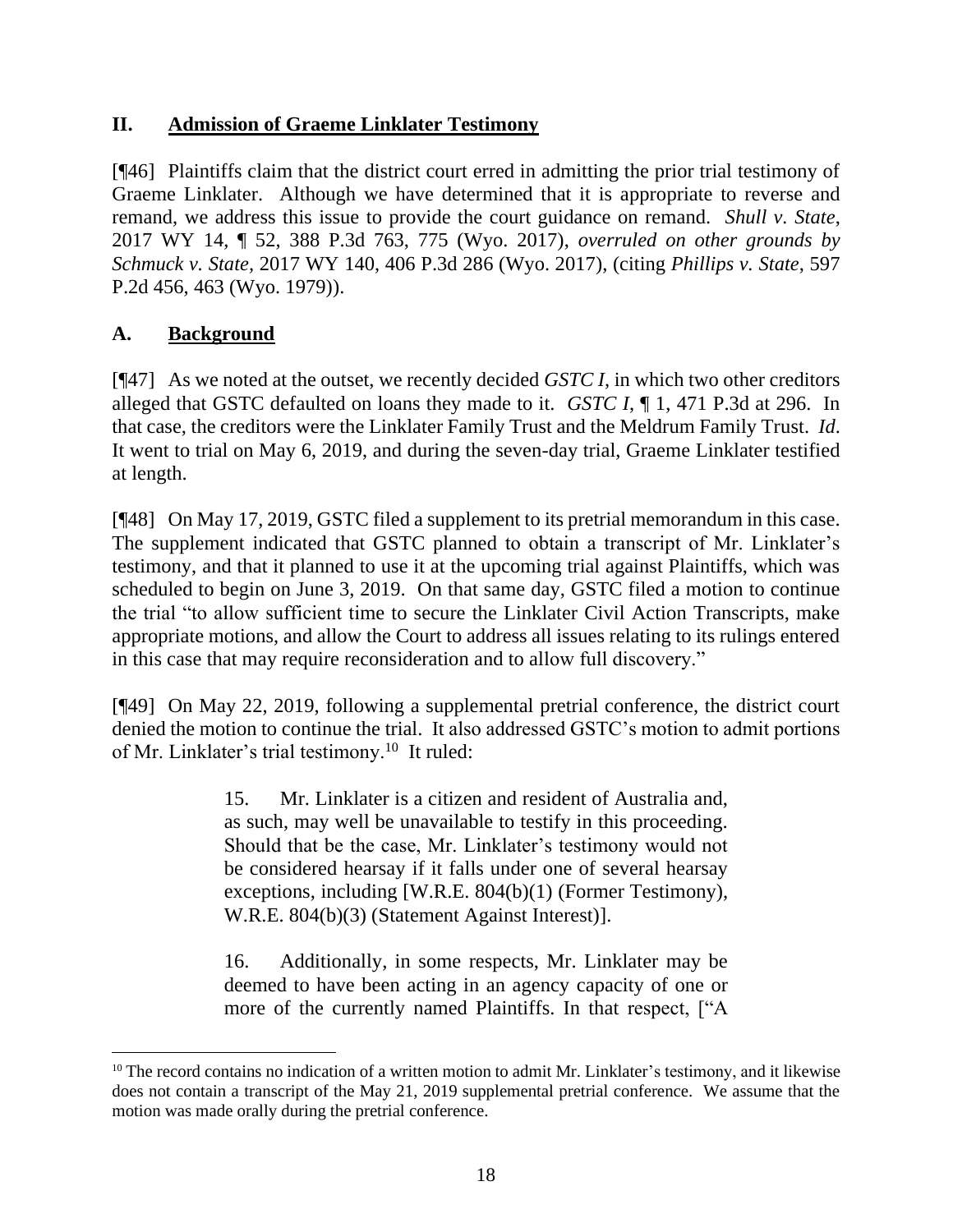## II. Admission of Graeme Linklater Testimony

[¶46] Plaintiffs claim that the district court erred in admitting the prior trial testimony of Graeme Linklater. Although we have determined that it is appropriate to reverse and remand, we address this issue to provide the court guidance on remand. *Shull v. State*, 2017 WY 14, ¶ 52, 388 P.3d 763, 775 (Wyo. 2017), *overruled on other grounds by Schmuck v. State*, 2017 WY 140, 406 P.3d 286 (Wyo. 2017), (citing *Phillips v. State*, 597 P.2d 456, 463 (Wyo. 1979)).

## A. Background

[¶47] As we noted at the outset, we recently decided *GSTC I*, in which two other creditors alleged that GSTC defaulted on loans they made to it. *GSTC I*, ¶ 1, 471 P.3d at 296. In that case, the creditors were the Linklater Family Trust and the Meldrum Family Trust. *Id*. It went to trial on May 6, 2019, and during the seven-day trial, Graeme Linklater testified at length.

[¶48] On May 17, 2019, GSTC filed a supplement to its pretrial memorandum in this case. The supplement indicated that GSTC planned to obtain a transcript of Mr. Linklater's testimony, and that it planned to use it at the upcoming trial against Plaintiffs, which was scheduled to begin on June 3, 2019. On that same day, GSTC filed a motion to continue the trial "to allow sufficient time to secure the Linklater Civil Action Transcripts, make appropriate motions, and allow the Court to address all issues relating to its rulings entered in this case that may require reconsideration and to allow full discovery."

[¶49] On May 22, 2019, following a supplemental pretrial conference, the district court denied the motion to continue the trial. It also addressed GSTC's motion to admit portions of Mr. Linklater's trial testimony.[10] It ruled:

> 15. Mr. Linklater is a citizen and resident of Australia and, as such, may well be unavailable to testify in this proceeding. Should that be the case, Mr. Linklater's testimony would not be considered hearsay if it falls under one of several hearsay exceptions, including [W.R.E. 804(b)(1) (Former Testimony), W.R.E. 804(b)(3) (Statement Against Interest)].
>
> 16. Additionally, in some respects, Mr. Linklater may be deemed to have been acting in an agency capacity of one or more of the currently named Plaintiffs. In that respect, ["A

[10] The record contains no indication of a written motion to admit Mr. Linklater's testimony, and it likewise does not contain a transcript of the May 21, 2019 supplemental pretrial conference. We assume that the motion was made orally during the pretrial conference.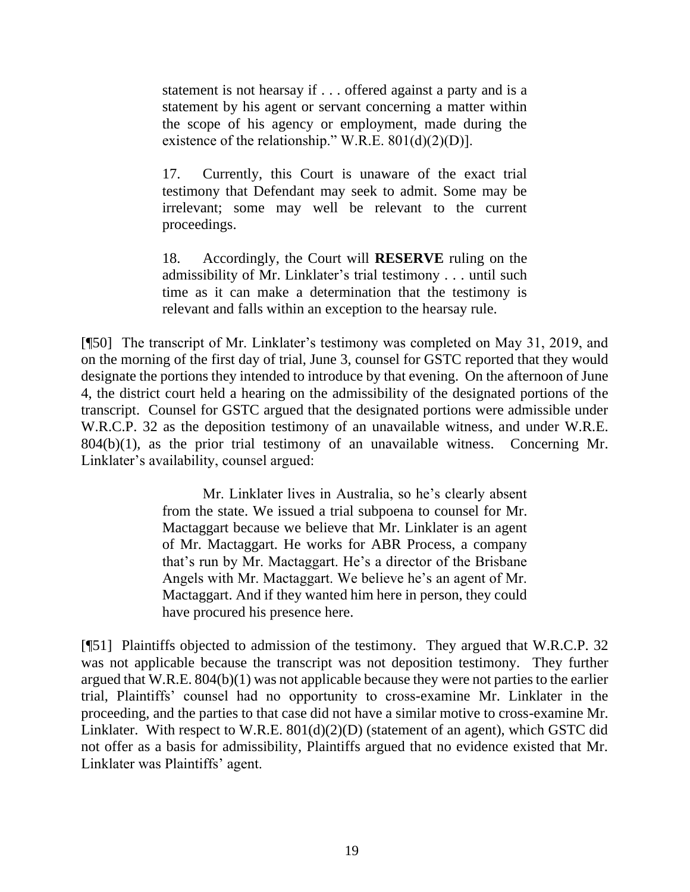> statement is not hearsay if . . . offered against a party and is a statement by his agent or servant concerning a matter within the scope of his agency or employment, made during the existence of the relationship." W.R.E. 801(d)(2)(D)].
>
> 17. Currently, this Court is unaware of the exact trial testimony that Defendant may seek to admit. Some may be irrelevant; some may well be relevant to the current proceedings.
>
> 18. Accordingly, the Court will **RESERVE** ruling on the admissibility of Mr. Linklater's trial testimony . . . until such time as it can make a determination that the testimony is relevant and falls within an exception to the hearsay rule.

[¶50] The transcript of Mr. Linklater's testimony was completed on May 31, 2019, and on the morning of the first day of trial, June 3, counsel for GSTC reported that they would designate the portions they intended to introduce by that evening. On the afternoon of June 4, the district court held a hearing on the admissibility of the designated portions of the transcript. Counsel for GSTC argued that the designated portions were admissible under W.R.C.P. 32 as the deposition testimony of an unavailable witness, and under W.R.E. 804(b)(1), as the prior trial testimony of an unavailable witness. Concerning Mr. Linklater's availability, counsel argued:

> Mr. Linklater lives in Australia, so he's clearly absent from the state. We issued a trial subpoena to counsel for Mr. Mactaggart because we believe that Mr. Linklater is an agent of Mr. Mactaggart. He works for ABR Process, a company that's run by Mr. Mactaggart. He's a director of the Brisbane Angels with Mr. Mactaggart. We believe he's an agent of Mr. Mactaggart. And if they wanted him here in person, they could have procured his presence here.

[¶51] Plaintiffs objected to admission of the testimony. They argued that W.R.C.P. 32 was not applicable because the transcript was not deposition testimony. They further argued that W.R.E. 804(b)(1) was not applicable because they were not parties to the earlier trial, Plaintiffs' counsel had no opportunity to cross-examine Mr. Linklater in the proceeding, and the parties to that case did not have a similar motive to cross-examine Mr. Linklater. With respect to W.R.E. 801(d)(2)(D) (statement of an agent), which GSTC did not offer as a basis for admissibility, Plaintiffs argued that no evidence existed that Mr. Linklater was Plaintiffs' agent.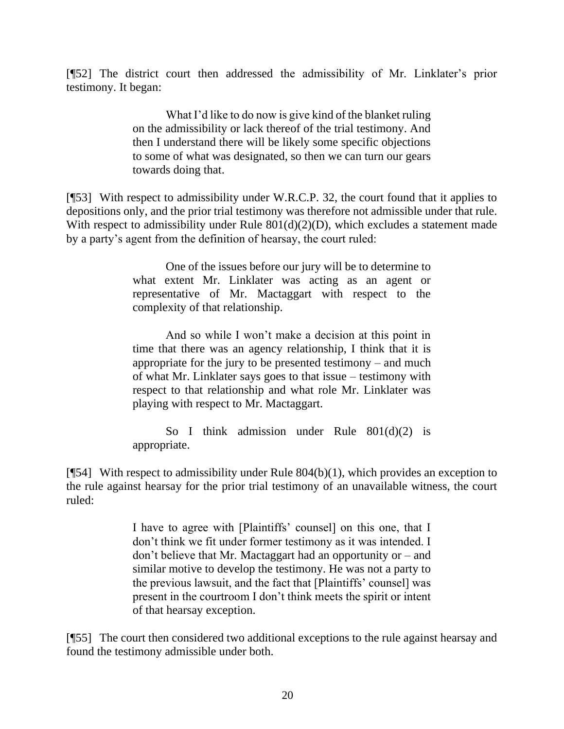[¶52] The district court then addressed the admissibility of Mr. Linklater's prior testimony. It began:

> What I'd like to do now is give kind of the blanket ruling on the admissibility or lack thereof of the trial testimony. And then I understand there will be likely some specific objections to some of what was designated, so then we can turn our gears towards doing that.

[¶53] With respect to admissibility under W.R.C.P. 32, the court found that it applies to depositions only, and the prior trial testimony was therefore not admissible under that rule. With respect to admissibility under Rule 801(d)(2)(D), which excludes a statement made by a party's agent from the definition of hearsay, the court ruled:

> One of the issues before our jury will be to determine to what extent Mr. Linklater was acting as an agent or representative of Mr. Mactaggart with respect to the complexity of that relationship.
>
> And so while I won't make a decision at this point in time that there was an agency relationship, I think that it is appropriate for the jury to be presented testimony – and much of what Mr. Linklater says goes to that issue – testimony with respect to that relationship and what role Mr. Linklater was playing with respect to Mr. Mactaggart.
>
> So I think admission under Rule 801(d)(2) is appropriate.

[¶54] With respect to admissibility under Rule 804(b)(1), which provides an exception to the rule against hearsay for the prior trial testimony of an unavailable witness, the court ruled:

> I have to agree with [Plaintiffs' counsel] on this one, that I don't think we fit under former testimony as it was intended. I don't believe that Mr. Mactaggart had an opportunity or – and similar motive to develop the testimony. He was not a party to the previous lawsuit, and the fact that [Plaintiffs' counsel] was present in the courtroom I don't think meets the spirit or intent of that hearsay exception.

[¶55] The court then considered two additional exceptions to the rule against hearsay and found the testimony admissible under both.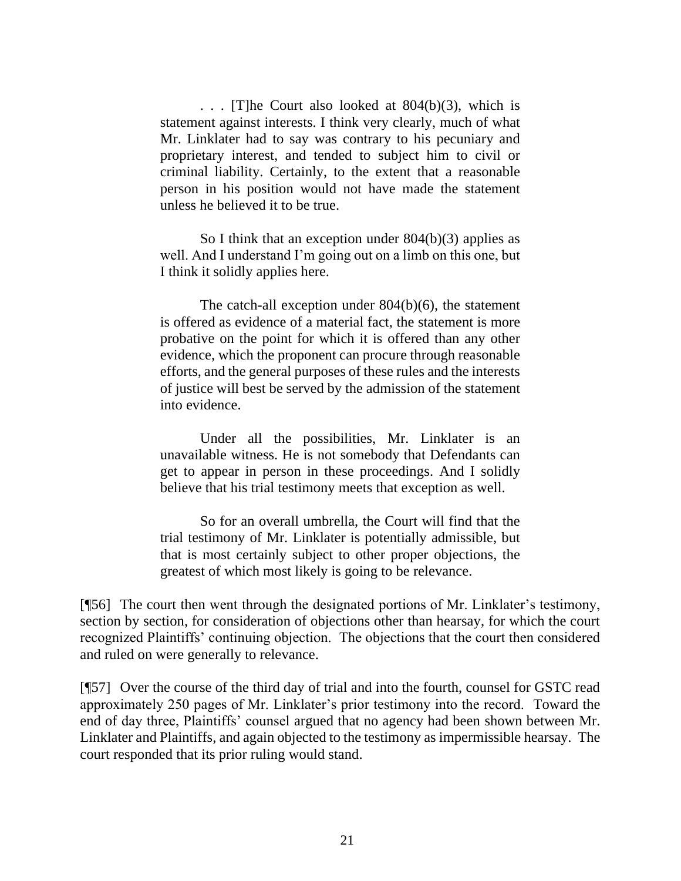> . . . [T]he Court also looked at 804(b)(3), which is statement against interests. I think very clearly, much of what Mr. Linklater had to say was contrary to his pecuniary and proprietary interest, and tended to subject him to civil or criminal liability. Certainly, to the extent that a reasonable person in his position would not have made the statement unless he believed it to be true.
>
> So I think that an exception under 804(b)(3) applies as well. And I understand I'm going out on a limb on this one, but I think it solidly applies here.
>
> The catch-all exception under 804(b)(6), the statement is offered as evidence of a material fact, the statement is more probative on the point for which it is offered than any other evidence, which the proponent can procure through reasonable efforts, and the general purposes of these rules and the interests of justice will best be served by the admission of the statement into evidence.
>
> Under all the possibilities, Mr. Linklater is an unavailable witness. He is not somebody that Defendants can get to appear in person in these proceedings. And I solidly believe that his trial testimony meets that exception as well.
>
> So for an overall umbrella, the Court will find that the trial testimony of Mr. Linklater is potentially admissible, but that is most certainly subject to other proper objections, the greatest of which most likely is going to be relevance.

[¶56] The court then went through the designated portions of Mr. Linklater's testimony, section by section, for consideration of objections other than hearsay, for which the court recognized Plaintiffs' continuing objection. The objections that the court then considered and ruled on were generally to relevance.

[¶57] Over the course of the third day of trial and into the fourth, counsel for GSTC read approximately 250 pages of Mr. Linklater's prior testimony into the record. Toward the end of day three, Plaintiffs' counsel argued that no agency had been shown between Mr. Linklater and Plaintiffs, and again objected to the testimony as impermissible hearsay. The court responded that its prior ruling would stand.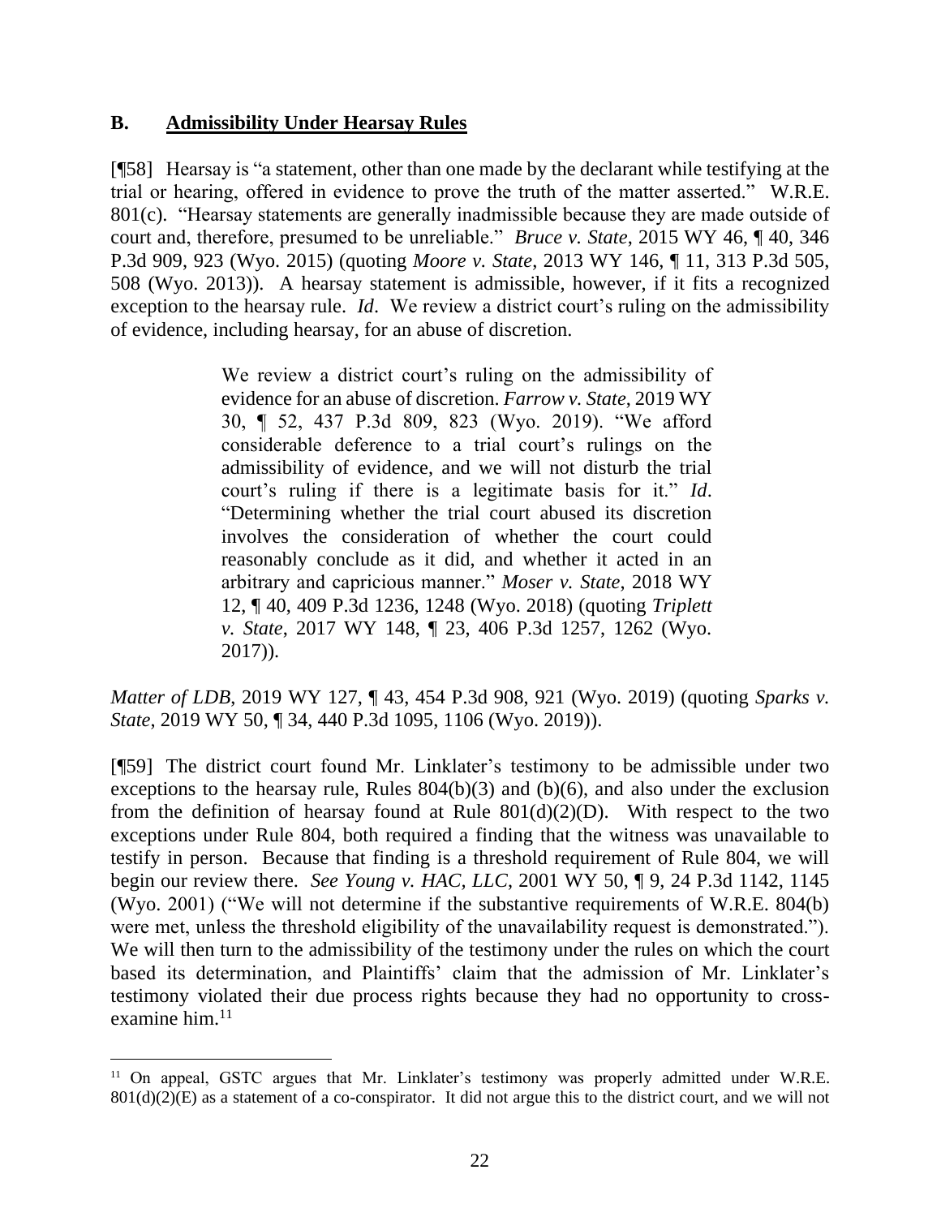### B. Admissibility Under Hearsay Rules

[¶58] Hearsay is "a statement, other than one made by the declarant while testifying at the trial or hearing, offered in evidence to prove the truth of the matter asserted." W.R.E. 801(c). "Hearsay statements are generally inadmissible because they are made outside of court and, therefore, presumed to be unreliable." *Bruce v. State*, 2015 WY 46, ¶ 40, 346 P.3d 909, 923 (Wyo. 2015) (quoting *Moore v. State*, 2013 WY 146, ¶ 11, 313 P.3d 505, 508 (Wyo. 2013)). A hearsay statement is admissible, however, if it fits a recognized exception to the hearsay rule. *Id*. We review a district court's ruling on the admissibility of evidence, including hearsay, for an abuse of discretion.

> We review a district court's ruling on the admissibility of evidence for an abuse of discretion. *Farrow v. State*, 2019 WY 30, ¶ 52, 437 P.3d 809, 823 (Wyo. 2019). "We afford considerable deference to a trial court's rulings on the admissibility of evidence, and we will not disturb the trial court's ruling if there is a legitimate basis for it." *Id*. "Determining whether the trial court abused its discretion involves the consideration of whether the court could reasonably conclude as it did, and whether it acted in an arbitrary and capricious manner." *Moser v. State*, 2018 WY 12, ¶ 40, 409 P.3d 1236, 1248 (Wyo. 2018) (quoting *Triplett v. State*, 2017 WY 148, ¶ 23, 406 P.3d 1257, 1262 (Wyo. 2017)).

*Matter of LDB*, 2019 WY 127, ¶ 43, 454 P.3d 908, 921 (Wyo. 2019) (quoting *Sparks v. State*, 2019 WY 50, ¶ 34, 440 P.3d 1095, 1106 (Wyo. 2019)).

[¶59] The district court found Mr. Linklater's testimony to be admissible under two exceptions to the hearsay rule, Rules 804(b)(3) and (b)(6), and also under the exclusion from the definition of hearsay found at Rule 801(d)(2)(D). With respect to the two exceptions under Rule 804, both required a finding that the witness was unavailable to testify in person. Because that finding is a threshold requirement of Rule 804, we will begin our review there. *See Young v. HAC, LLC*, 2001 WY 50, ¶ 9, 24 P.3d 1142, 1145 (Wyo. 2001) ("We will not determine if the substantive requirements of W.R.E. 804(b) were met, unless the threshold eligibility of the unavailability request is demonstrated."). We will then turn to the admissibility of the testimony under the rules on which the court based its determination, and Plaintiffs' claim that the admission of Mr. Linklater's testimony violated their due process rights because they had no opportunity to cross-examine him.[11]

[11] On appeal, GSTC argues that Mr. Linklater's testimony was properly admitted under W.R.E. 801(d)(2)(E) as a statement of a co-conspirator. It did not argue this to the district court, and we will not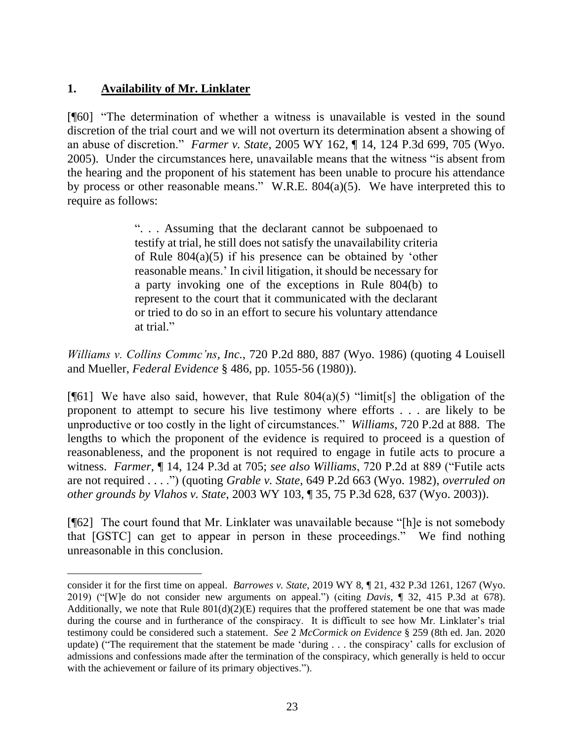### 1. **Availability of Mr. Linklater**

[¶60] "The determination of whether a witness is unavailable is vested in the sound discretion of the trial court and we will not overturn its determination absent a showing of an abuse of discretion." *Farmer v. State*, 2005 WY 162, ¶ 14, 124 P.3d 699, 705 (Wyo. 2005). Under the circumstances here, unavailable means that the witness "is absent from the hearing and the proponent of his statement has been unable to procure his attendance by process or other reasonable means." W.R.E. 804(a)(5). We have interpreted this to require as follows:

> ". . . Assuming that the declarant cannot be subpoenaed to testify at trial, he still does not satisfy the unavailability criteria of Rule 804(a)(5) if his presence can be obtained by 'other reasonable means.' In civil litigation, it should be necessary for a party invoking one of the exceptions in Rule 804(b) to represent to the court that it communicated with the declarant or tried to do so in an effort to secure his voluntary attendance at trial."

*Williams v. Collins Commc'ns, Inc.*, 720 P.2d 880, 887 (Wyo. 1986) (quoting 4 Louisell and Mueller, *Federal Evidence* § 486, pp. 1055-56 (1980)).

[¶61] We have also said, however, that Rule 804(a)(5) "limit[s] the obligation of the proponent to attempt to secure his live testimony where efforts . . . are likely to be unproductive or too costly in the light of circumstances." *Williams*, 720 P.2d at 888. The lengths to which the proponent of the evidence is required to proceed is a question of reasonableness, and the proponent is not required to engage in futile acts to procure a witness. *Farmer*, ¶ 14, 124 P.3d at 705; *see also Williams*, 720 P.2d at 889 ("Futile acts are not required . . . .") (quoting *Grable v. State*, 649 P.2d 663 (Wyo. 1982), *overruled on other grounds by Vlahos v. State*, 2003 WY 103, ¶ 35, 75 P.3d 628, 637 (Wyo. 2003)).

[¶62] The court found that Mr. Linklater was unavailable because "[h]e is not somebody that [GSTC] can get to appear in person in these proceedings." We find nothing unreasonable in this conclusion.

---

consider it for the first time on appeal. *Barrowes v. State*, 2019 WY 8, ¶ 21, 432 P.3d 1261, 1267 (Wyo. 2019) ("[W]e do not consider new arguments on appeal.") (citing *Davis*, ¶ 32, 415 P.3d at 678). Additionally, we note that Rule 801(d)(2)(E) requires that the proffered statement be one that was made during the course and in furtherance of the conspiracy. It is difficult to see how Mr. Linklater's trial testimony could be considered such a statement. *See* 2 *McCormick on Evidence* § 259 (8th ed. Jan. 2020 update) ("The requirement that the statement be made 'during . . . the conspiracy' calls for exclusion of admissions and confessions made after the termination of the conspiracy, which generally is held to occur with the achievement or failure of its primary objectives.").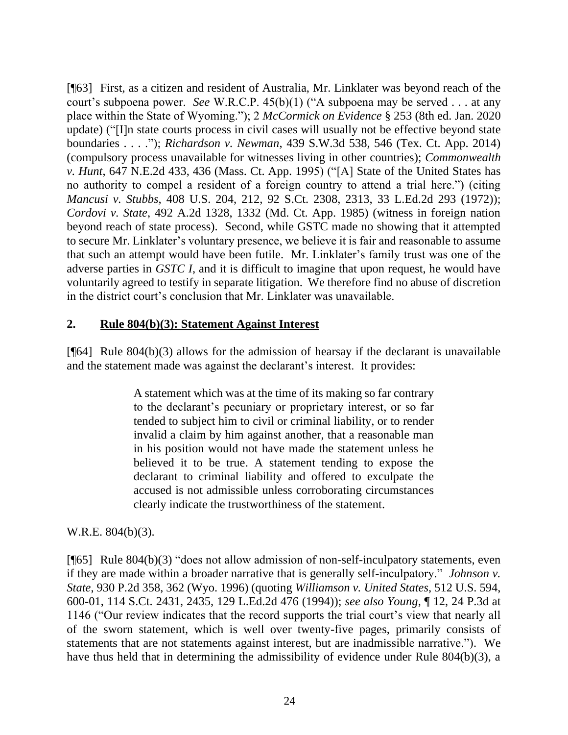[¶63] First, as a citizen and resident of Australia, Mr. Linklater was beyond reach of the court's subpoena power. *See* W.R.C.P. 45(b)(1) ("A subpoena may be served . . . at any place within the State of Wyoming."); 2 *McCormick on Evidence* § 253 (8th ed. Jan. 2020 update) ("[I]n state courts process in civil cases will usually not be effective beyond state boundaries . . . ."); *Richardson v. Newman*, 439 S.W.3d 538, 546 (Tex. Ct. App. 2014) (compulsory process unavailable for witnesses living in other countries); *Commonwealth v. Hunt*, 647 N.E.2d 433, 436 (Mass. Ct. App. 1995) ("[A] State of the United States has no authority to compel a resident of a foreign country to attend a trial here.") (citing *Mancusi v. Stubbs*, 408 U.S. 204, 212, 92 S.Ct. 2308, 2313, 33 L.Ed.2d 293 (1972)); *Cordovi v. State*, 492 A.2d 1328, 1332 (Md. Ct. App. 1985) (witness in foreign nation beyond reach of state process). Second, while GSTC made no showing that it attempted to secure Mr. Linklater's voluntary presence, we believe it is fair and reasonable to assume that such an attempt would have been futile. Mr. Linklater's family trust was one of the adverse parties in *GSTC I*, and it is difficult to imagine that upon request, he would have voluntarily agreed to testify in separate litigation. We therefore find no abuse of discretion in the district court's conclusion that Mr. Linklater was unavailable.

## 2. Rule 804(b)(3): Statement Against Interest

[¶64] Rule 804(b)(3) allows for the admission of hearsay if the declarant is unavailable and the statement made was against the declarant's interest. It provides:

> A statement which was at the time of its making so far contrary to the declarant's pecuniary or proprietary interest, or so far tended to subject him to civil or criminal liability, or to render invalid a claim by him against another, that a reasonable man in his position would not have made the statement unless he believed it to be true. A statement tending to expose the declarant to criminal liability and offered to exculpate the accused is not admissible unless corroborating circumstances clearly indicate the trustworthiness of the statement.

W.R.E. 804(b)(3).

[¶65] Rule 804(b)(3) "does not allow admission of non-self-inculpatory statements, even if they are made within a broader narrative that is generally self-inculpatory." *Johnson v. State*, 930 P.2d 358, 362 (Wyo. 1996) (quoting *Williamson v. United States*, 512 U.S. 594, 600-01, 114 S.Ct. 2431, 2435, 129 L.Ed.2d 476 (1994)); *see also Young*, ¶ 12, 24 P.3d at 1146 ("Our review indicates that the record supports the trial court's view that nearly all of the sworn statement, which is well over twenty-five pages, primarily consists of statements that are not statements against interest, but are inadmissible narrative."). We have thus held that in determining the admissibility of evidence under Rule 804(b)(3), a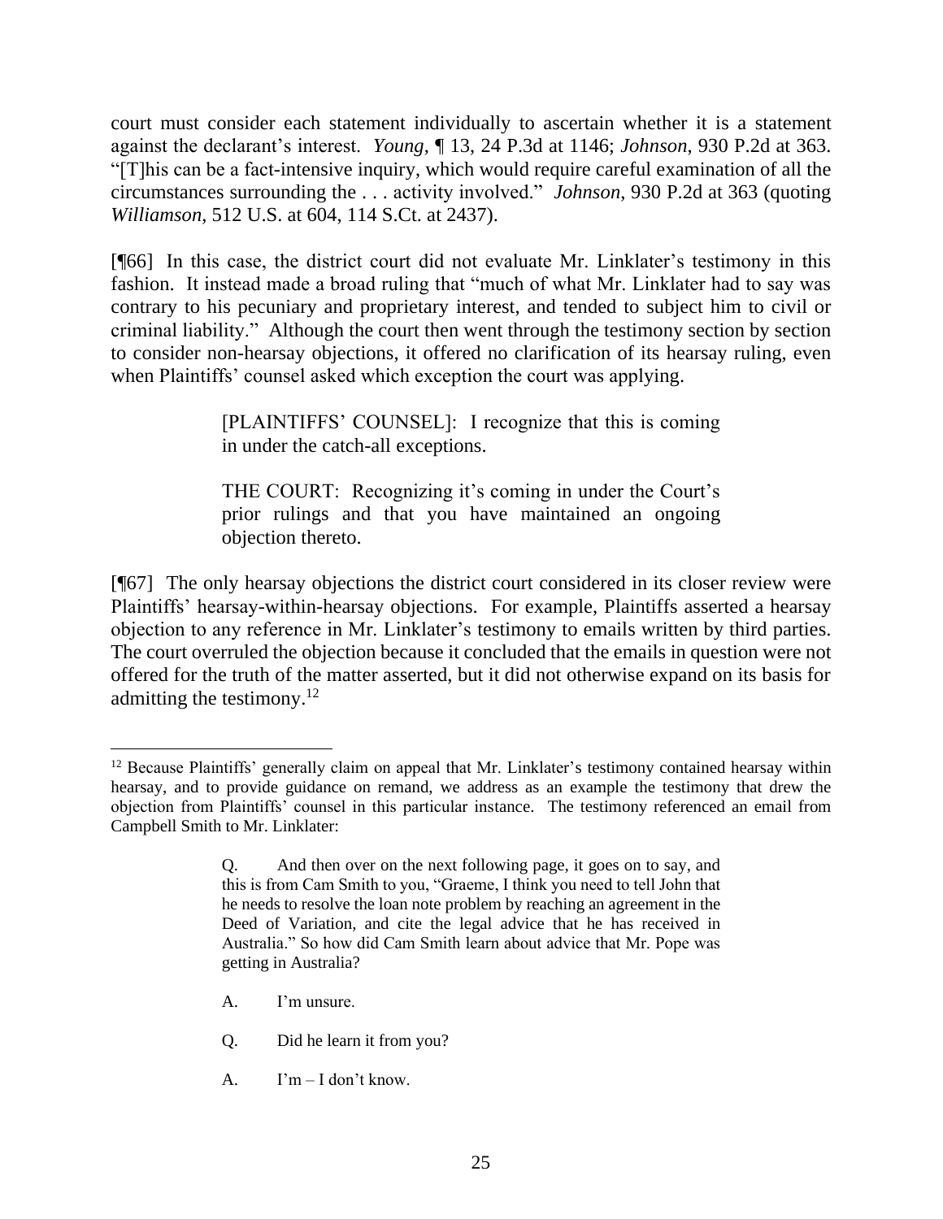court must consider each statement individually to ascertain whether it is a statement against the declarant's interest. *Young*, ¶ 13, 24 P.3d at 1146; *Johnson*, 930 P.2d at 363. "[T]his can be a fact-intensive inquiry, which would require careful examination of all the circumstances surrounding the . . . activity involved." *Johnson*, 930 P.2d at 363 (quoting *Williamson*, 512 U.S. at 604, 114 S.Ct. at 2437).

[¶66] In this case, the district court did not evaluate Mr. Linklater's testimony in this fashion. It instead made a broad ruling that "much of what Mr. Linklater had to say was contrary to his pecuniary and proprietary interest, and tended to subject him to civil or criminal liability." Although the court then went through the testimony section by section to consider non-hearsay objections, it offered no clarification of its hearsay ruling, even when Plaintiffs' counsel asked which exception the court was applying.

> [PLAINTIFFS' COUNSEL]: I recognize that this is coming in under the catch-all exceptions.
>
> THE COURT: Recognizing it's coming in under the Court's prior rulings and that you have maintained an ongoing objection thereto.

[¶67] The only hearsay objections the district court considered in its closer review were Plaintiffs' hearsay-within-hearsay objections. For example, Plaintiffs asserted a hearsay objection to any reference in Mr. Linklater's testimony to emails written by third parties. The court overruled the objection because it concluded that the emails in question were not offered for the truth of the matter asserted, but it did not otherwise expand on its basis for admitting the testimony.[12]

---

[12] Because Plaintiffs' generally claim on appeal that Mr. Linklater's testimony contained hearsay within hearsay, and to provide guidance on remand, we address as an example the testimony that drew the objection from Plaintiffs' counsel in this particular instance. The testimony referenced an email from Campbell Smith to Mr. Linklater:

> Q. And then over on the next following page, it goes on to say, and this is from Cam Smith to you, "Graeme, I think you need to tell John that he needs to resolve the loan note problem by reaching an agreement in the Deed of Variation, and cite the legal advice that he has received in Australia." So how did Cam Smith learn about advice that Mr. Pope was getting in Australia?
>
> A. I'm unsure.
>
> Q. Did he learn it from you?
>
> A. I'm – I don't know.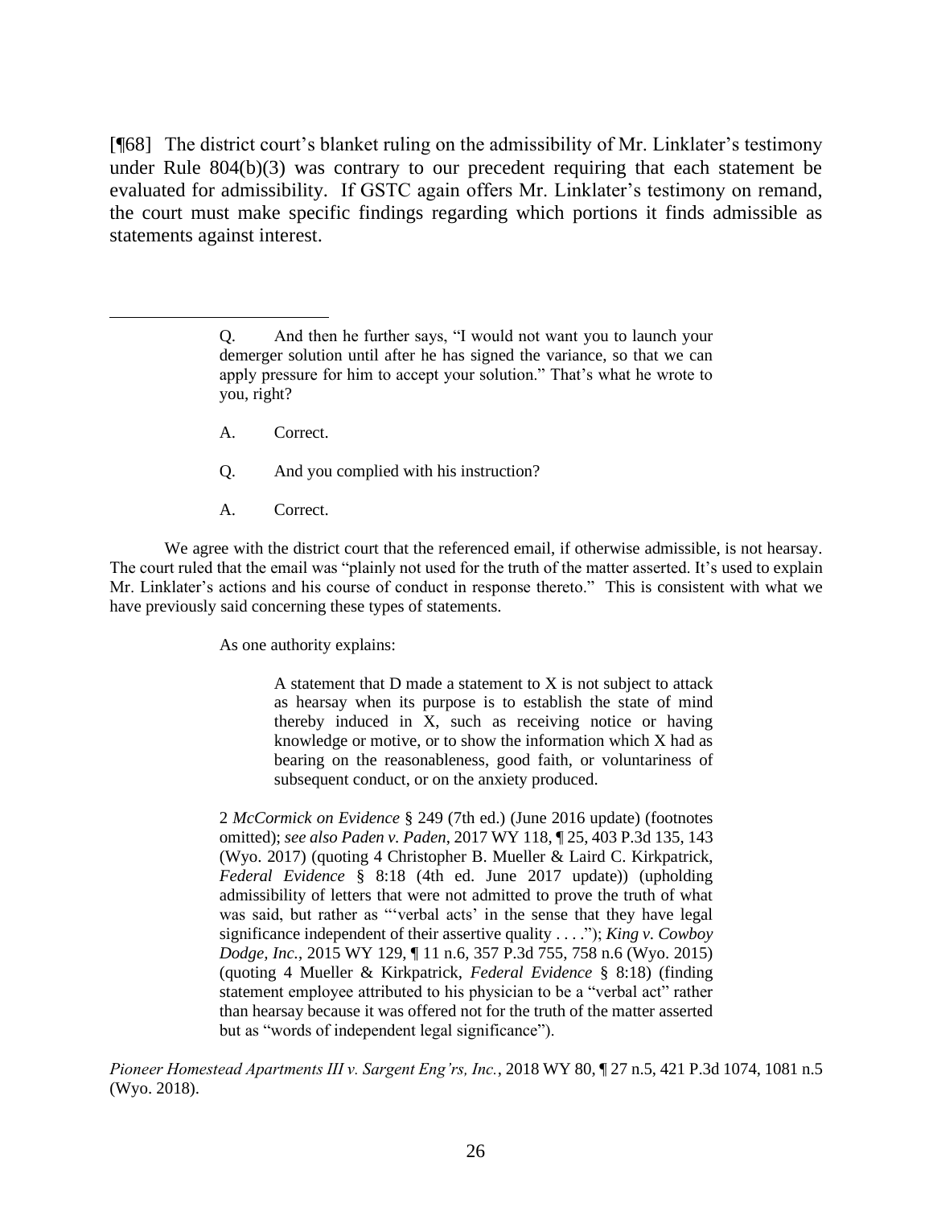[¶68] The district court's blanket ruling on the admissibility of Mr. Linklater's testimony under Rule 804(b)(3) was contrary to our precedent requiring that each statement be evaluated for admissibility. If GSTC again offers Mr. Linklater's testimony on remand, the court must make specific findings regarding which portions it finds admissible as statements against interest.

---

> Q. And then he further says, "I would not want you to launch your demerger solution until after he has signed the variance, so that we can apply pressure for him to accept your solution." That's what he wrote to you, right?
>
> A. Correct.
>
> Q. And you complied with his instruction?
>
> A. Correct.

We agree with the district court that the referenced email, if otherwise admissible, is not hearsay. The court ruled that the email was "plainly not used for the truth of the matter asserted. It's used to explain Mr. Linklater's actions and his course of conduct in response thereto." This is consistent with what we have previously said concerning these types of statements.

> As one authority explains:
>
> > A statement that D made a statement to X is not subject to attack as hearsay when its purpose is to establish the state of mind thereby induced in X, such as receiving notice or having knowledge or motive, or to show the information which X had as bearing on the reasonableness, good faith, or voluntariness of subsequent conduct, or on the anxiety produced.
>
> 2 *McCormick on Evidence* § 249 (7th ed.) (June 2016 update) (footnotes omitted); *see also Paden v. Paden*, 2017 WY 118, ¶ 25, 403 P.3d 135, 143 (Wyo. 2017) (quoting 4 Christopher B. Mueller & Laird C. Kirkpatrick, *Federal Evidence* § 8:18 (4th ed. June 2017 update)) (upholding admissibility of letters that were not admitted to prove the truth of what was said, but rather as "'verbal acts' in the sense that they have legal significance independent of their assertive quality . . . ."); *King v. Cowboy Dodge, Inc.*, 2015 WY 129, ¶ 11 n.6, 357 P.3d 755, 758 n.6 (Wyo. 2015) (quoting 4 Mueller & Kirkpatrick, *Federal Evidence* § 8:18) (finding statement employee attributed to his physician to be a "verbal act" rather than hearsay because it was offered not for the truth of the matter asserted but as "words of independent legal significance").

*Pioneer Homestead Apartments III v. Sargent Eng'rs, Inc.*, 2018 WY 80, ¶ 27 n.5, 421 P.3d 1074, 1081 n.5 (Wyo. 2018).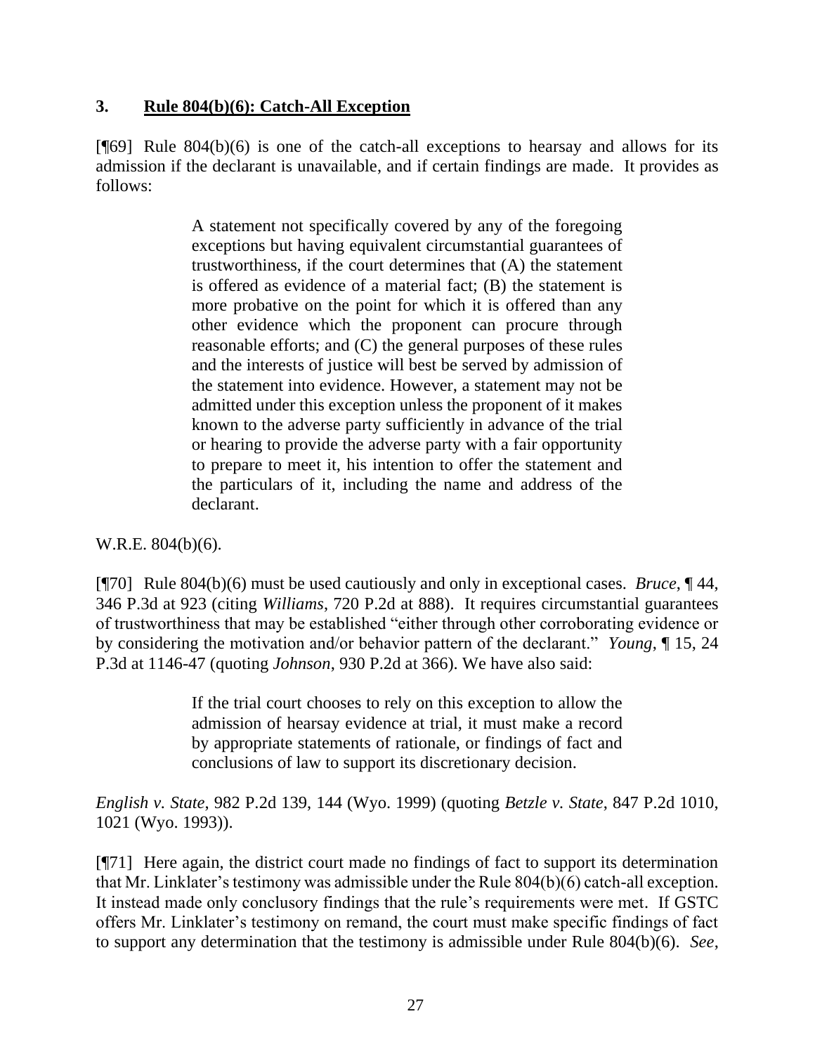### 3. **Rule 804(b)(6): Catch-All Exception**

[¶69] Rule 804(b)(6) is one of the catch-all exceptions to hearsay and allows for its admission if the declarant is unavailable, and if certain findings are made. It provides as follows:

> A statement not specifically covered by any of the foregoing exceptions but having equivalent circumstantial guarantees of trustworthiness, if the court determines that (A) the statement is offered as evidence of a material fact; (B) the statement is more probative on the point for which it is offered than any other evidence which the proponent can procure through reasonable efforts; and (C) the general purposes of these rules and the interests of justice will best be served by admission of the statement into evidence. However, a statement may not be admitted under this exception unless the proponent of it makes known to the adverse party sufficiently in advance of the trial or hearing to provide the adverse party with a fair opportunity to prepare to meet it, his intention to offer the statement and the particulars of it, including the name and address of the declarant.

W.R.E. 804(b)(6).

[¶70] Rule 804(b)(6) must be used cautiously and only in exceptional cases. *Bruce*, ¶ 44, 346 P.3d at 923 (citing *Williams*, 720 P.2d at 888). It requires circumstantial guarantees of trustworthiness that may be established "either through other corroborating evidence or by considering the motivation and/or behavior pattern of the declarant." *Young*, ¶ 15, 24 P.3d at 1146-47 (quoting *Johnson*, 930 P.2d at 366). We have also said:

> If the trial court chooses to rely on this exception to allow the admission of hearsay evidence at trial, it must make a record by appropriate statements of rationale, or findings of fact and conclusions of law to support its discretionary decision.

*English v. State*, 982 P.2d 139, 144 (Wyo. 1999) (quoting *Betzle v. State*, 847 P.2d 1010, 1021 (Wyo. 1993)).

[¶71] Here again, the district court made no findings of fact to support its determination that Mr. Linklater's testimony was admissible under the Rule 804(b)(6) catch-all exception. It instead made only conclusory findings that the rule's requirements were met. If GSTC offers Mr. Linklater's testimony on remand, the court must make specific findings of fact to support any determination that the testimony is admissible under Rule 804(b)(6). *See*,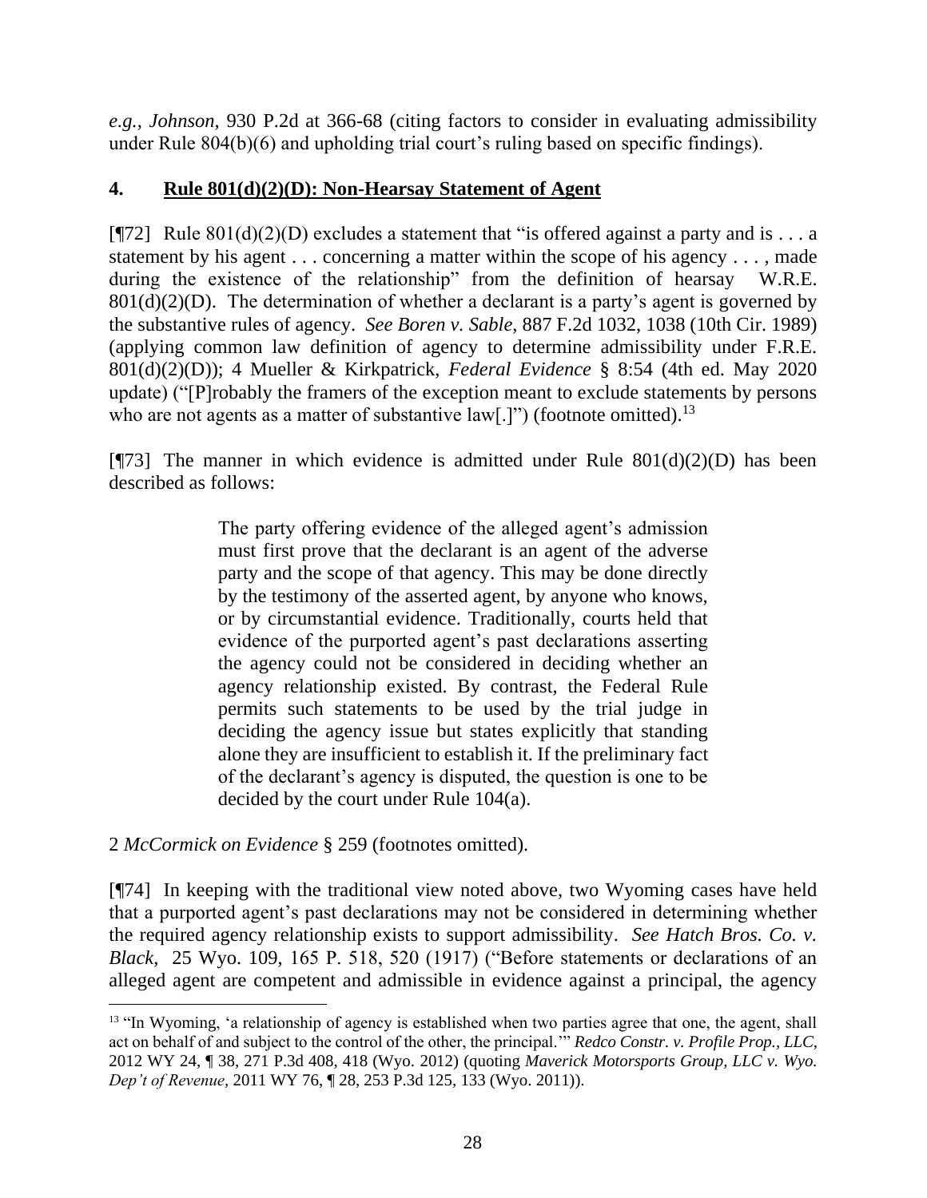*e.g.*, *Johnson*, 930 P.2d at 366-68 (citing factors to consider in evaluating admissibility under Rule 804(b)(6) and upholding trial court's ruling based on specific findings).

## 4. **Rule 801(d)(2)(D): Non-Hearsay Statement of Agent**

[¶72] Rule 801(d)(2)(D) excludes a statement that "is offered against a party and is . . . a statement by his agent . . . concerning a matter within the scope of his agency . . . , made during the existence of the relationship" from the definition of hearsay W.R.E. 801(d)(2)(D). The determination of whether a declarant is a party's agent is governed by the substantive rules of agency. *See Boren v. Sable*, 887 F.2d 1032, 1038 (10th Cir. 1989) (applying common law definition of agency to determine admissibility under F.R.E. 801(d)(2)(D)); 4 Mueller & Kirkpatrick, *Federal Evidence* § 8:54 (4th ed. May 2020 update) ("[P]robably the framers of the exception meant to exclude statements by persons who are not agents as a matter of substantive law[.]") (footnote omitted).[13]

[¶73] The manner in which evidence is admitted under Rule 801(d)(2)(D) has been described as follows:

> The party offering evidence of the alleged agent's admission must first prove that the declarant is an agent of the adverse party and the scope of that agency. This may be done directly by the testimony of the asserted agent, by anyone who knows, or by circumstantial evidence. Traditionally, courts held that evidence of the purported agent's past declarations asserting the agency could not be considered in deciding whether an agency relationship existed. By contrast, the Federal Rule permits such statements to be used by the trial judge in deciding the agency issue but states explicitly that standing alone they are insufficient to establish it. If the preliminary fact of the declarant's agency is disputed, the question is one to be decided by the court under Rule 104(a).

2 *McCormick on Evidence* § 259 (footnotes omitted).

[¶74] In keeping with the traditional view noted above, two Wyoming cases have held that a purported agent's past declarations may not be considered in determining whether the required agency relationship exists to support admissibility. *See Hatch Bros. Co. v. Black*, 25 Wyo. 109, 165 P. 518, 520 (1917) ("Before statements or declarations of an alleged agent are competent and admissible in evidence against a principal, the agency

---

[13] "In Wyoming, 'a relationship of agency is established when two parties agree that one, the agent, shall act on behalf of and subject to the control of the other, the principal.'" *Redco Constr. v. Profile Prop., LLC*, 2012 WY 24, ¶ 38, 271 P.3d 408, 418 (Wyo. 2012) (quoting *Maverick Motorsports Group, LLC v. Wyo. Dep't of Revenue*, 2011 WY 76, ¶ 28, 253 P.3d 125, 133 (Wyo. 2011)).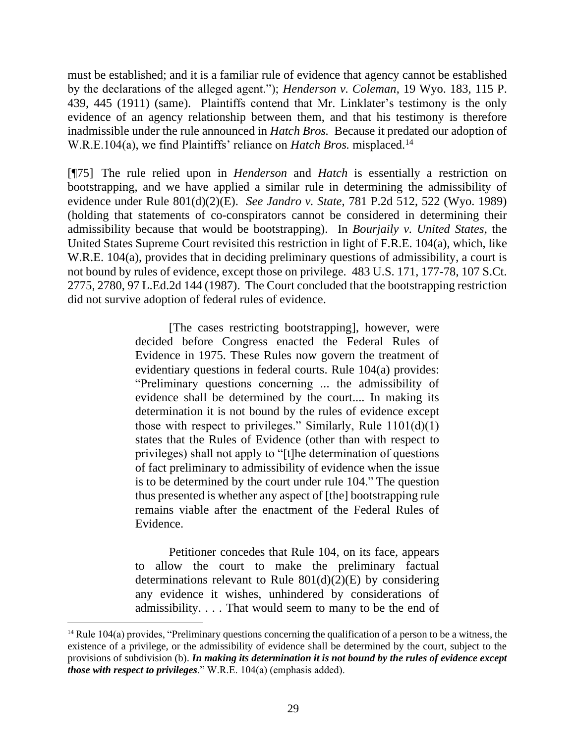must be established; and it is a familiar rule of evidence that agency cannot be established by the declarations of the alleged agent."); *Henderson v. Coleman*, 19 Wyo. 183, 115 P. 439, 445 (1911) (same). Plaintiffs contend that Mr. Linklater's testimony is the only evidence of an agency relationship between them, and that his testimony is therefore inadmissible under the rule announced in *Hatch Bros.* Because it predated our adoption of W.R.E.104(a), we find Plaintiffs' reliance on *Hatch Bros.* misplaced.[14]

[¶75] The rule relied upon in *Henderson* and *Hatch* is essentially a restriction on bootstrapping, and we have applied a similar rule in determining the admissibility of evidence under Rule 801(d)(2)(E). *See Jandro v. State*, 781 P.2d 512, 522 (Wyo. 1989) (holding that statements of co-conspirators cannot be considered in determining their admissibility because that would be bootstrapping). In *Bourjaily v. United States*, the United States Supreme Court revisited this restriction in light of F.R.E. 104(a), which, like W.R.E. 104(a), provides that in deciding preliminary questions of admissibility, a court is not bound by rules of evidence, except those on privilege. 483 U.S. 171, 177-78, 107 S.Ct. 2775, 2780, 97 L.Ed.2d 144 (1987). The Court concluded that the bootstrapping restriction did not survive adoption of federal rules of evidence.

> [The cases restricting bootstrapping], however, were decided before Congress enacted the Federal Rules of Evidence in 1975. These Rules now govern the treatment of evidentiary questions in federal courts. Rule 104(a) provides: "Preliminary questions concerning ... the admissibility of evidence shall be determined by the court.... In making its determination it is not bound by the rules of evidence except those with respect to privileges." Similarly, Rule 1101(d)(1) states that the Rules of Evidence (other than with respect to privileges) shall not apply to "[t]he determination of questions of fact preliminary to admissibility of evidence when the issue is to be determined by the court under rule 104." The question thus presented is whether any aspect of [the] bootstrapping rule remains viable after the enactment of the Federal Rules of Evidence.
>
> Petitioner concedes that Rule 104, on its face, appears to allow the court to make the preliminary factual determinations relevant to Rule 801(d)(2)(E) by considering any evidence it wishes, unhindered by considerations of admissibility. . . . That would seem to many to be the end of

[14] Rule 104(a) provides, "Preliminary questions concerning the qualification of a person to be a witness, the existence of a privilege, or the admissibility of evidence shall be determined by the court, subject to the provisions of subdivision (b). ***In making its determination it is not bound by the rules of evidence except those with respect to privileges***." W.R.E. 104(a) (emphasis added).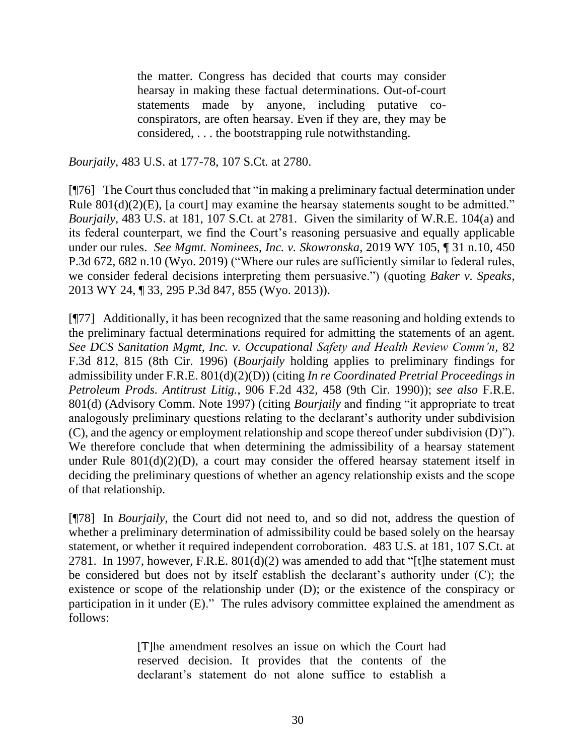> the matter. Congress has decided that courts may consider hearsay in making these factual determinations. Out-of-court statements made by anyone, including putative co-conspirators, are often hearsay. Even if they are, they may be considered, . . . the bootstrapping rule notwithstanding.

*Bourjaily*, 483 U.S. at 177-78, 107 S.Ct. at 2780.

[¶76] The Court thus concluded that "in making a preliminary factual determination under Rule 801(d)(2)(E), [a court] may examine the hearsay statements sought to be admitted." *Bourjaily*, 483 U.S. at 181, 107 S.Ct. at 2781. Given the similarity of W.R.E. 104(a) and its federal counterpart, we find the Court's reasoning persuasive and equally applicable under our rules. *See Mgmt. Nominees, Inc. v. Skowronska*, 2019 WY 105, ¶ 31 n.10, 450 P.3d 672, 682 n.10 (Wyo. 2019) ("Where our rules are sufficiently similar to federal rules, we consider federal decisions interpreting them persuasive.") (quoting *Baker v. Speaks*, 2013 WY 24, ¶ 33, 295 P.3d 847, 855 (Wyo. 2013)).

[¶77] Additionally, it has been recognized that the same reasoning and holding extends to the preliminary factual determinations required for admitting the statements of an agent. *See DCS Sanitation Mgmt, Inc. v. Occupational Safety and Health Review Comm'n*, 82 F.3d 812, 815 (8th Cir. 1996) (*Bourjaily* holding applies to preliminary findings for admissibility under F.R.E. 801(d)(2)(D)) (citing *In re Coordinated Pretrial Proceedings in Petroleum Prods. Antitrust Litig.*, 906 F.2d 432, 458 (9th Cir. 1990)); *see also* F.R.E. 801(d) (Advisory Comm. Note 1997) (citing *Bourjaily* and finding "it appropriate to treat analogously preliminary questions relating to the declarant's authority under subdivision (C), and the agency or employment relationship and scope thereof under subdivision (D)"). We therefore conclude that when determining the admissibility of a hearsay statement under Rule 801(d)(2)(D), a court may consider the offered hearsay statement itself in deciding the preliminary questions of whether an agency relationship exists and the scope of that relationship.

[¶78] In *Bourjaily*, the Court did not need to, and so did not, address the question of whether a preliminary determination of admissibility could be based solely on the hearsay statement, or whether it required independent corroboration. 483 U.S. at 181, 107 S.Ct. at 2781. In 1997, however, F.R.E. 801(d)(2) was amended to add that "[t]he statement must be considered but does not by itself establish the declarant's authority under (C); the existence or scope of the relationship under (D); or the existence of the conspiracy or participation in it under (E)." The rules advisory committee explained the amendment as follows:

> [T]he amendment resolves an issue on which the Court had reserved decision. It provides that the contents of the declarant's statement do not alone suffice to establish a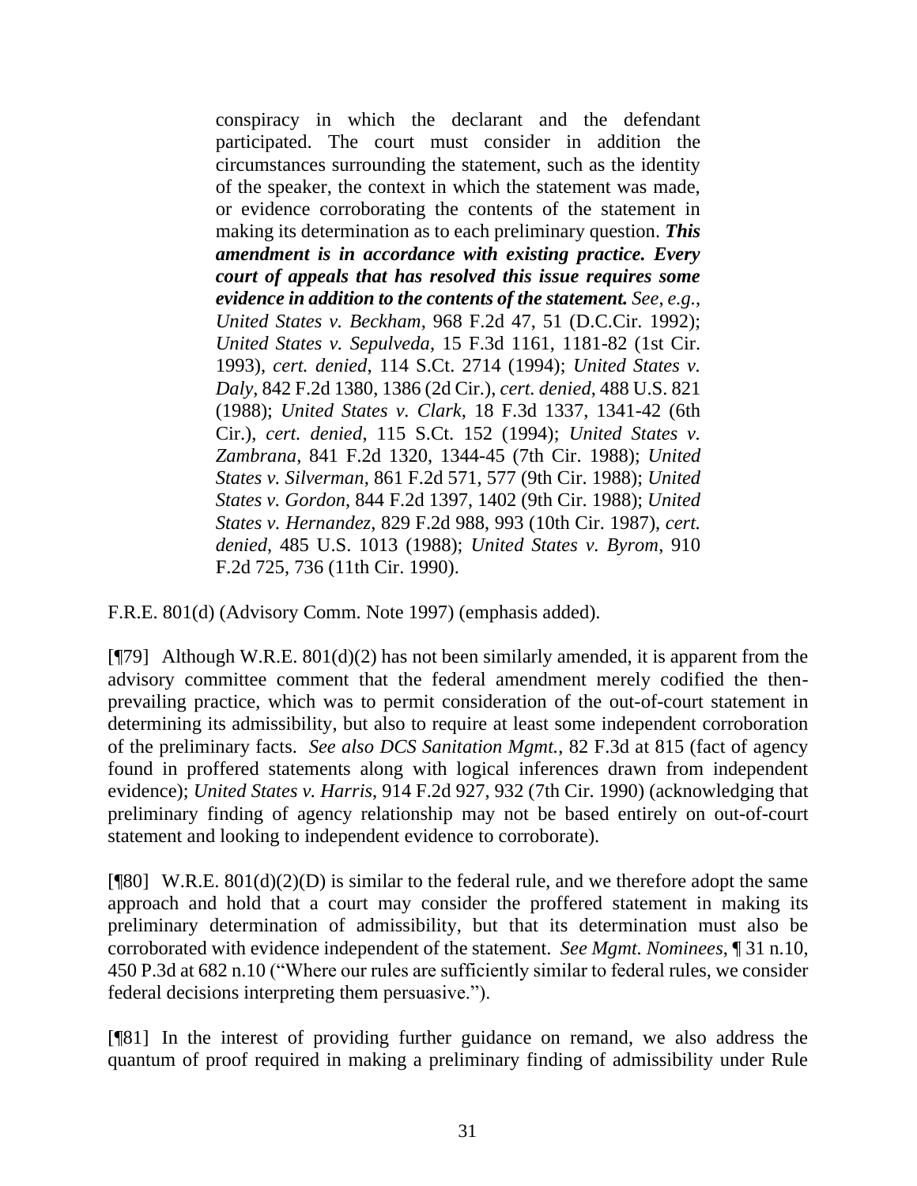> conspiracy in which the declarant and the defendant participated. The court must consider in addition the circumstances surrounding the statement, such as the identity of the speaker, the context in which the statement was made, or evidence corroborating the contents of the statement in making its determination as to each preliminary question. ***This amendment is in accordance with existing practice. Every court of appeals that has resolved this issue requires some evidence in addition to the contents of the statement.*** *See, e.g.*, *United States v. Beckham*, 968 F.2d 47, 51 (D.C.Cir. 1992); *United States v. Sepulveda*, 15 F.3d 1161, 1181-82 (1st Cir. 1993), *cert. denied*, 114 S.Ct. 2714 (1994); *United States v. Daly*, 842 F.2d 1380, 1386 (2d Cir.), *cert. denied*, 488 U.S. 821 (1988); *United States v. Clark*, 18 F.3d 1337, 1341-42 (6th Cir.), *cert. denied*, 115 S.Ct. 152 (1994); *United States v. Zambrana*, 841 F.2d 1320, 1344-45 (7th Cir. 1988); *United States v. Silverman*, 861 F.2d 571, 577 (9th Cir. 1988); *United States v. Gordon*, 844 F.2d 1397, 1402 (9th Cir. 1988); *United States v. Hernandez*, 829 F.2d 988, 993 (10th Cir. 1987), *cert. denied*, 485 U.S. 1013 (1988); *United States v. Byrom*, 910 F.2d 725, 736 (11th Cir. 1990).

F.R.E. 801(d) (Advisory Comm. Note 1997) (emphasis added).

[¶79] Although W.R.E. 801(d)(2) has not been similarly amended, it is apparent from the advisory committee comment that the federal amendment merely codified the then-prevailing practice, which was to permit consideration of the out-of-court statement in determining its admissibility, but also to require at least some independent corroboration of the preliminary facts. *See also DCS Sanitation Mgmt.*, 82 F.3d at 815 (fact of agency found in proffered statements along with logical inferences drawn from independent evidence); *United States v. Harris*, 914 F.2d 927, 932 (7th Cir. 1990) (acknowledging that preliminary finding of agency relationship may not be based entirely on out-of-court statement and looking to independent evidence to corroborate).

[¶80] W.R.E. 801(d)(2)(D) is similar to the federal rule, and we therefore adopt the same approach and hold that a court may consider the proffered statement in making its preliminary determination of admissibility, but that its determination must also be corroborated with evidence independent of the statement. *See Mgmt. Nominees*, ¶ 31 n.10, 450 P.3d at 682 n.10 ("Where our rules are sufficiently similar to federal rules, we consider federal decisions interpreting them persuasive.").

[¶81] In the interest of providing further guidance on remand, we also address the quantum of proof required in making a preliminary finding of admissibility under Rule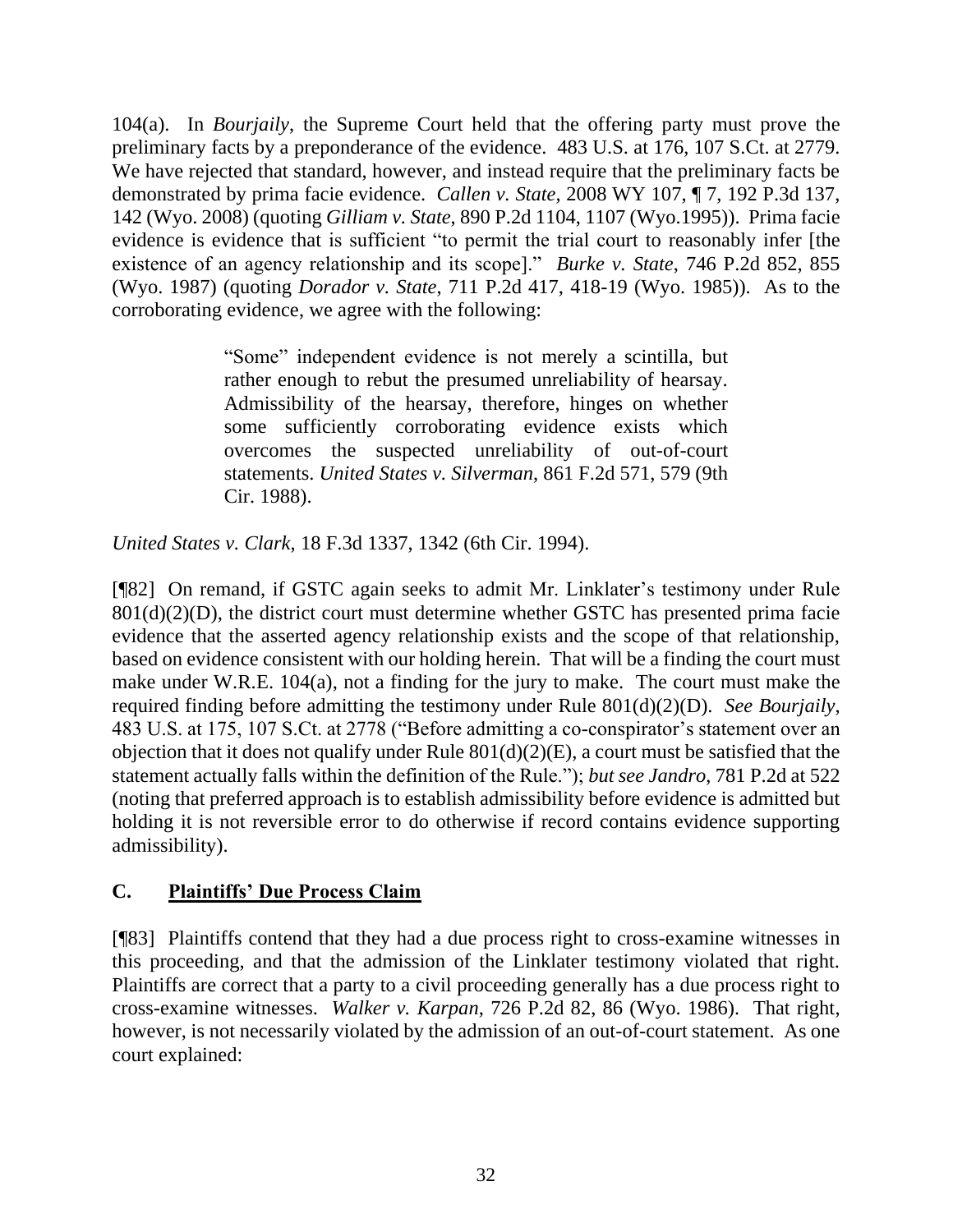104(a). In *Bourjaily*, the Supreme Court held that the offering party must prove the preliminary facts by a preponderance of the evidence. 483 U.S. at 176, 107 S.Ct. at 2779. We have rejected that standard, however, and instead require that the preliminary facts be demonstrated by prima facie evidence. *Callen v. State*, 2008 WY 107, ¶ 7, 192 P.3d 137, 142 (Wyo. 2008) (quoting *Gilliam v. State*, 890 P.2d 1104, 1107 (Wyo.1995)). Prima facie evidence is evidence that is sufficient "to permit the trial court to reasonably infer [the existence of an agency relationship and its scope]." *Burke v. State*, 746 P.2d 852, 855 (Wyo. 1987) (quoting *Dorador v. State*, 711 P.2d 417, 418-19 (Wyo. 1985)). As to the corroborating evidence, we agree with the following:

> "Some" independent evidence is not merely a scintilla, but rather enough to rebut the presumed unreliability of hearsay. Admissibility of the hearsay, therefore, hinges on whether some sufficiently corroborating evidence exists which overcomes the suspected unreliability of out-of-court statements. *United States v. Silverman*, 861 F.2d 571, 579 (9th Cir. 1988).

*United States v. Clark*, 18 F.3d 1337, 1342 (6th Cir. 1994).

[¶82] On remand, if GSTC again seeks to admit Mr. Linklater's testimony under Rule 801(d)(2)(D), the district court must determine whether GSTC has presented prima facie evidence that the asserted agency relationship exists and the scope of that relationship, based on evidence consistent with our holding herein. That will be a finding the court must make under W.R.E. 104(a), not a finding for the jury to make. The court must make the required finding before admitting the testimony under Rule 801(d)(2)(D). *See Bourjaily*, 483 U.S. at 175, 107 S.Ct. at 2778 ("Before admitting a co-conspirator's statement over an objection that it does not qualify under Rule 801(d)(2)(E), a court must be satisfied that the statement actually falls within the definition of the Rule."); *but see Jandro*, 781 P.2d at 522 (noting that preferred approach is to establish admissibility before evidence is admitted but holding it is not reversible error to do otherwise if record contains evidence supporting admissibility).

## C. Plaintiffs' Due Process Claim

[¶83] Plaintiffs contend that they had a due process right to cross-examine witnesses in this proceeding, and that the admission of the Linklater testimony violated that right. Plaintiffs are correct that a party to a civil proceeding generally has a due process right to cross-examine witnesses. *Walker v. Karpan*, 726 P.2d 82, 86 (Wyo. 1986). That right, however, is not necessarily violated by the admission of an out-of-court statement. As one court explained: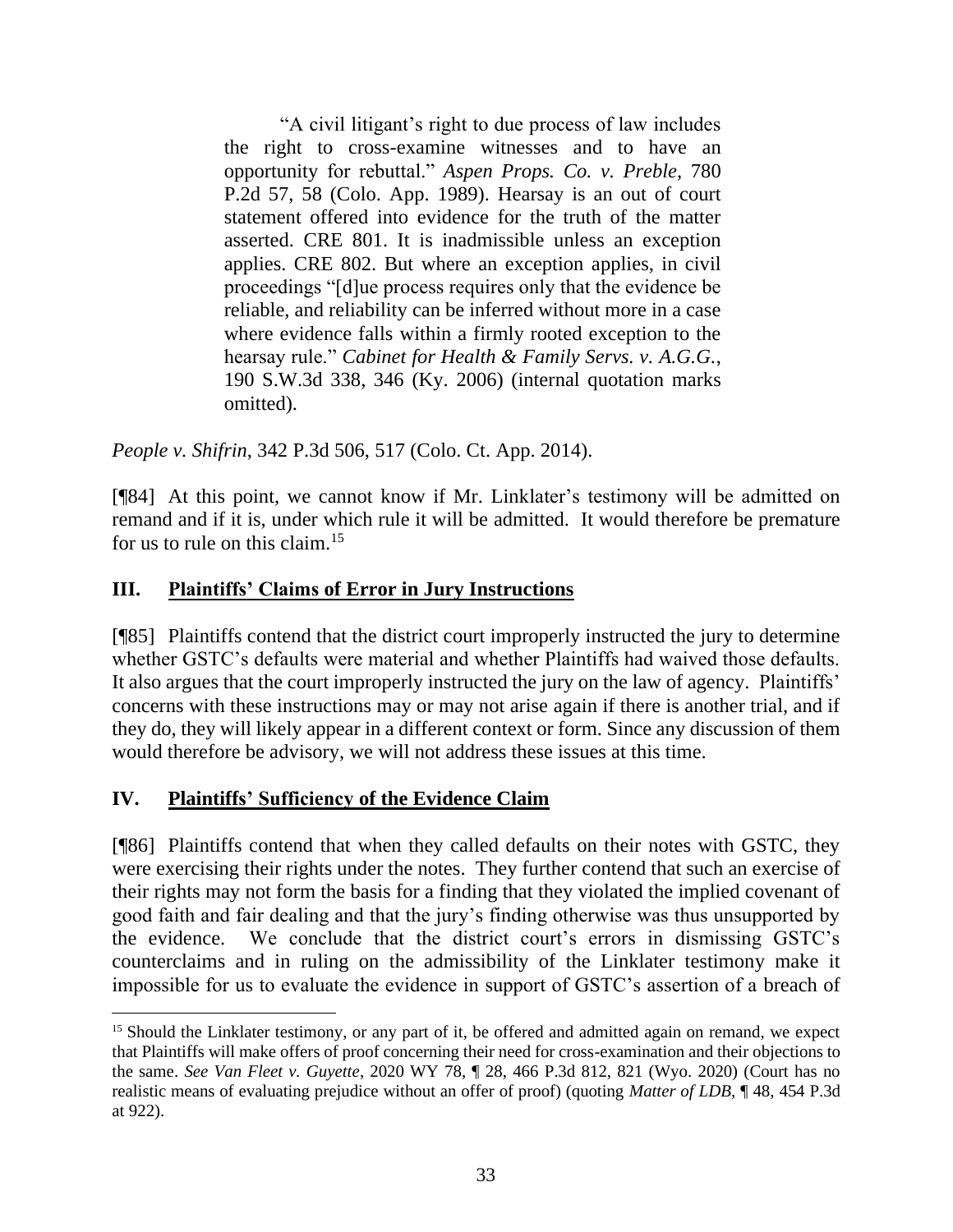> "A civil litigant's right to due process of law includes the right to cross-examine witnesses and to have an opportunity for rebuttal." *Aspen Props. Co. v. Preble*, 780 P.2d 57, 58 (Colo. App. 1989). Hearsay is an out of court statement offered into evidence for the truth of the matter asserted. CRE 801. It is inadmissible unless an exception applies. CRE 802. But where an exception applies, in civil proceedings "[d]ue process requires only that the evidence be reliable, and reliability can be inferred without more in a case where evidence falls within a firmly rooted exception to the hearsay rule." *Cabinet for Health & Family Servs. v. A.G.G.*, 190 S.W.3d 338, 346 (Ky. 2006) (internal quotation marks omitted).

*People v. Shifrin*, 342 P.3d 506, 517 (Colo. Ct. App. 2014).

[¶84] At this point, we cannot know if Mr. Linklater's testimony will be admitted on remand and if it is, under which rule it will be admitted. It would therefore be premature for us to rule on this claim.[15]

## III. Plaintiffs' Claims of Error in Jury Instructions

[¶85] Plaintiffs contend that the district court improperly instructed the jury to determine whether GSTC's defaults were material and whether Plaintiffs had waived those defaults. It also argues that the court improperly instructed the jury on the law of agency. Plaintiffs' concerns with these instructions may or may not arise again if there is another trial, and if they do, they will likely appear in a different context or form. Since any discussion of them would therefore be advisory, we will not address these issues at this time.

## IV. Plaintiffs' Sufficiency of the Evidence Claim

[¶86] Plaintiffs contend that when they called defaults on their notes with GSTC, they were exercising their rights under the notes. They further contend that such an exercise of their rights may not form the basis for a finding that they violated the implied covenant of good faith and fair dealing and that the jury's finding otherwise was thus unsupported by the evidence. We conclude that the district court's errors in dismissing GSTC's counterclaims and in ruling on the admissibility of the Linklater testimony make it impossible for us to evaluate the evidence in support of GSTC's assertion of a breach of

---

[15] Should the Linklater testimony, or any part of it, be offered and admitted again on remand, we expect that Plaintiffs will make offers of proof concerning their need for cross-examination and their objections to the same. *See Van Fleet v. Guyette*, 2020 WY 78, ¶ 28, 466 P.3d 812, 821 (Wyo. 2020) (Court has no realistic means of evaluating prejudice without an offer of proof) (quoting *Matter of LDB*, ¶ 48, 454 P.3d at 922).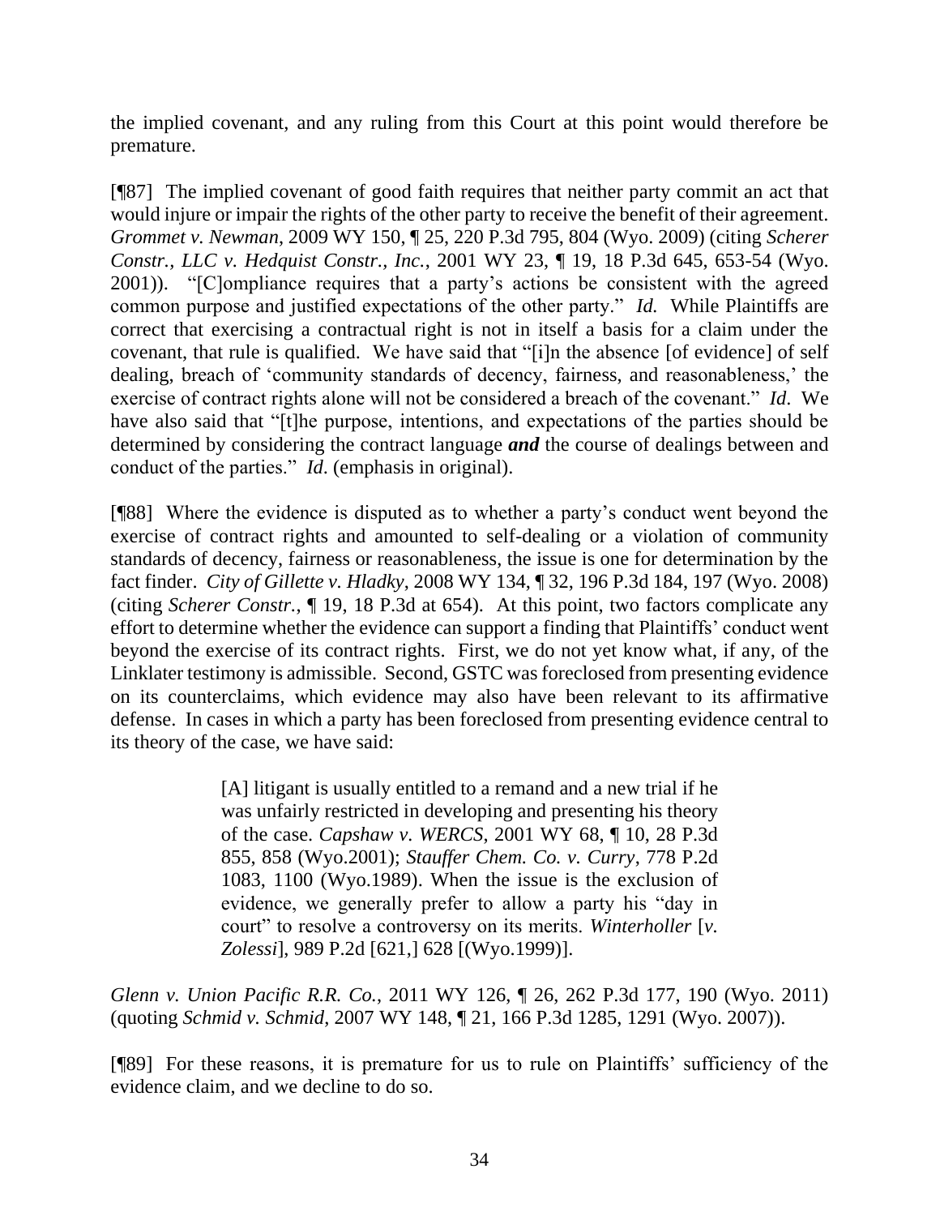the implied covenant, and any ruling from this Court at this point would therefore be premature.

[¶87] The implied covenant of good faith requires that neither party commit an act that would injure or impair the rights of the other party to receive the benefit of their agreement. *Grommet v. Newman*, 2009 WY 150, ¶ 25, 220 P.3d 795, 804 (Wyo. 2009) (citing *Scherer Constr., LLC v. Hedquist Constr., Inc.*, 2001 WY 23, ¶ 19, 18 P.3d 645, 653-54 (Wyo. 2001)). "[C]ompliance requires that a party's actions be consistent with the agreed common purpose and justified expectations of the other party." *Id.* While Plaintiffs are correct that exercising a contractual right is not in itself a basis for a claim under the covenant, that rule is qualified. We have said that "[i]n the absence [of evidence] of self dealing, breach of 'community standards of decency, fairness, and reasonableness,' the exercise of contract rights alone will not be considered a breach of the covenant." *Id*. We have also said that "[t]he purpose, intentions, and expectations of the parties should be determined by considering the contract language ***and*** the course of dealings between and conduct of the parties." *Id*. (emphasis in original).

[¶88] Where the evidence is disputed as to whether a party's conduct went beyond the exercise of contract rights and amounted to self-dealing or a violation of community standards of decency, fairness or reasonableness, the issue is one for determination by the fact finder. *City of Gillette v. Hladky*, 2008 WY 134, ¶ 32, 196 P.3d 184, 197 (Wyo. 2008) (citing *Scherer Constr.*, ¶ 19, 18 P.3d at 654). At this point, two factors complicate any effort to determine whether the evidence can support a finding that Plaintiffs' conduct went beyond the exercise of its contract rights. First, we do not yet know what, if any, of the Linklater testimony is admissible. Second, GSTC was foreclosed from presenting evidence on its counterclaims, which evidence may also have been relevant to its affirmative defense. In cases in which a party has been foreclosed from presenting evidence central to its theory of the case, we have said:

> [A] litigant is usually entitled to a remand and a new trial if he was unfairly restricted in developing and presenting his theory of the case. *Capshaw v. WERCS*, 2001 WY 68, ¶ 10, 28 P.3d 855, 858 (Wyo.2001); *Stauffer Chem. Co. v. Curry*, 778 P.2d 1083, 1100 (Wyo.1989). When the issue is the exclusion of evidence, we generally prefer to allow a party his "day in court" to resolve a controversy on its merits. *Winterholler* [*v. Zolessi*], 989 P.2d [621,] 628 [(Wyo.1999)].

*Glenn v. Union Pacific R.R. Co.*, 2011 WY 126, ¶ 26, 262 P.3d 177, 190 (Wyo. 2011) (quoting *Schmid v. Schmid*, 2007 WY 148, ¶ 21, 166 P.3d 1285, 1291 (Wyo. 2007)).

[¶89] For these reasons, it is premature for us to rule on Plaintiffs' sufficiency of the evidence claim, and we decline to do so.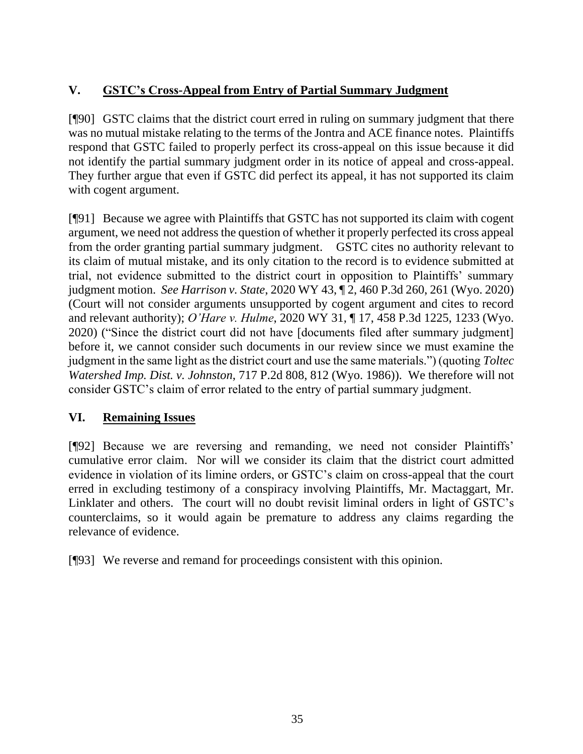## V. GSTC's Cross-Appeal from Entry of Partial Summary Judgment

[¶90] GSTC claims that the district court erred in ruling on summary judgment that there was no mutual mistake relating to the terms of the Jontra and ACE finance notes. Plaintiffs respond that GSTC failed to properly perfect its cross-appeal on this issue because it did not identify the partial summary judgment order in its notice of appeal and cross-appeal. They further argue that even if GSTC did perfect its appeal, it has not supported its claim with cogent argument.

[¶91] Because we agree with Plaintiffs that GSTC has not supported its claim with cogent argument, we need not address the question of whether it properly perfected its cross appeal from the order granting partial summary judgment. GSTC cites no authority relevant to its claim of mutual mistake, and its only citation to the record is to evidence submitted at trial, not evidence submitted to the district court in opposition to Plaintiffs' summary judgment motion. *See Harrison v. State*, 2020 WY 43, ¶ 2, 460 P.3d 260, 261 (Wyo. 2020) (Court will not consider arguments unsupported by cogent argument and cites to record and relevant authority); *O'Hare v. Hulme*, 2020 WY 31, ¶ 17, 458 P.3d 1225, 1233 (Wyo. 2020) ("Since the district court did not have [documents filed after summary judgment] before it, we cannot consider such documents in our review since we must examine the judgment in the same light as the district court and use the same materials.") (quoting *Toltec Watershed Imp. Dist. v. Johnston*, 717 P.2d 808, 812 (Wyo. 1986)). We therefore will not consider GSTC's claim of error related to the entry of partial summary judgment.

## VI. Remaining Issues

[¶92] Because we are reversing and remanding, we need not consider Plaintiffs' cumulative error claim. Nor will we consider its claim that the district court admitted evidence in violation of its limine orders, or GSTC's claim on cross-appeal that the court erred in excluding testimony of a conspiracy involving Plaintiffs, Mr. Mactaggart, Mr. Linklater and others. The court will no doubt revisit liminal orders in light of GSTC's counterclaims, so it would again be premature to address any claims regarding the relevance of evidence.

[¶93] We reverse and remand for proceedings consistent with this opinion.